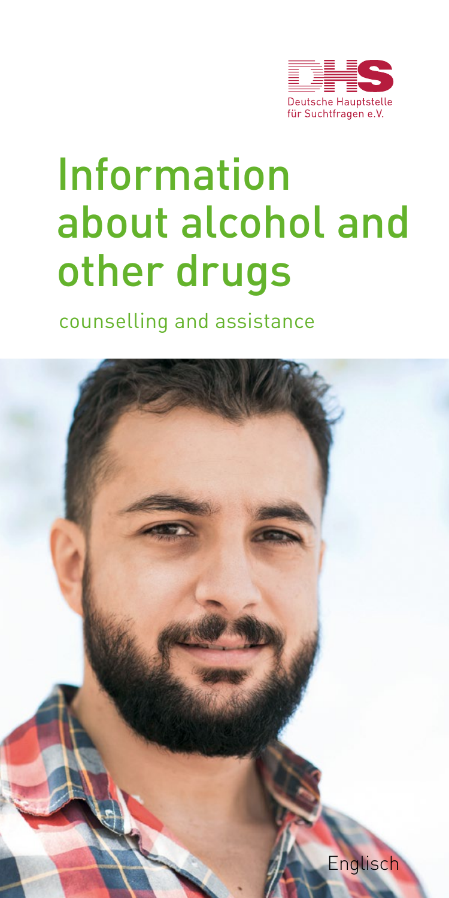Deutsche Hauptstelle für Suchtfragen e.V.

# Information about alcohol and other drugs

counselling and assistance

Englisch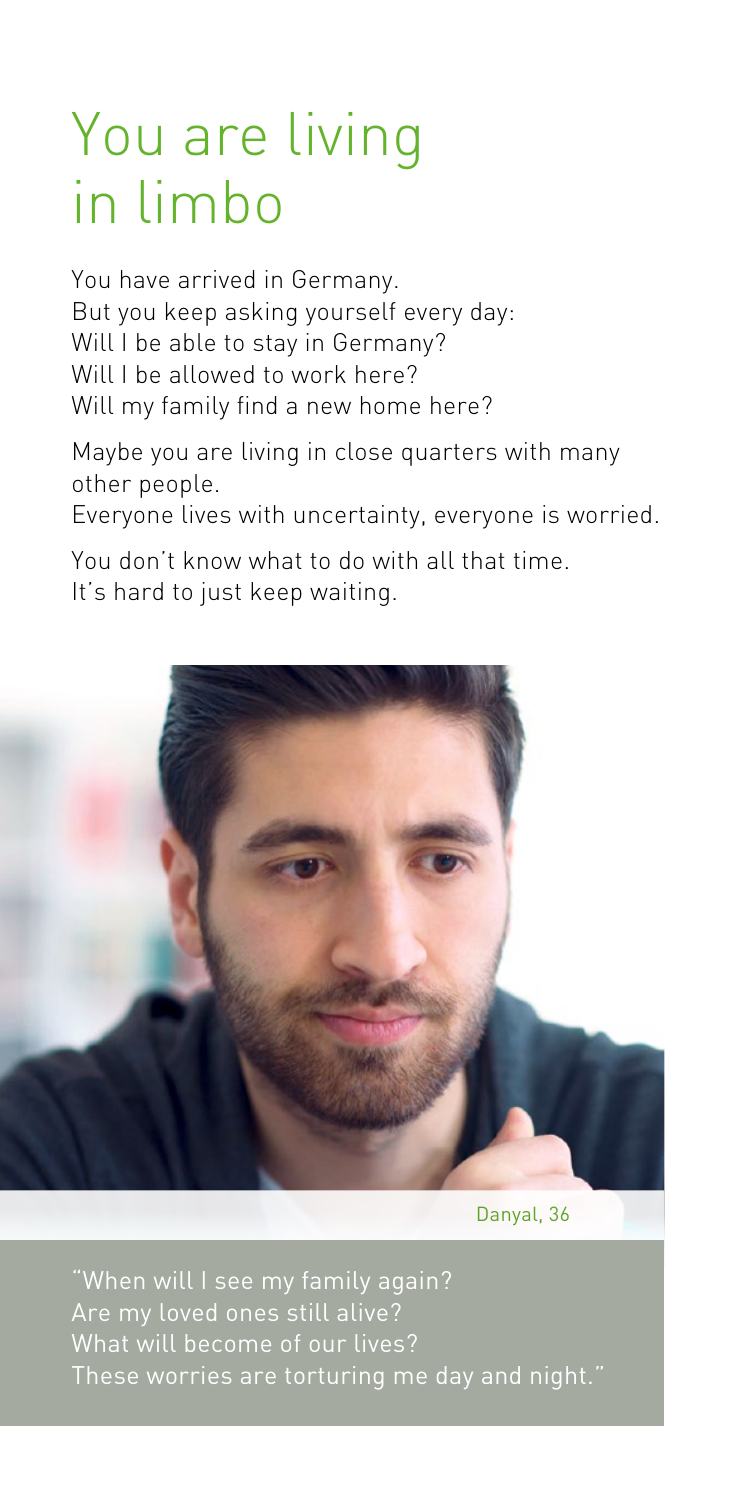# You are living in limbo

You have arrived in Germany.
But you keep asking yourself every day:
Will I be able to stay in Germany?
Will I be allowed to work here?
Will my family find a new home here?

Maybe you are living in close quarters with many other people.
Everyone lives with uncertainty, everyone is worried.

You don't know what to do with all that time.
It's hard to just keep waiting.

Danyal, 36

"When will I see my family again?
Are my loved ones still alive?
What will become of our lives?
These worries are torturing me day and night."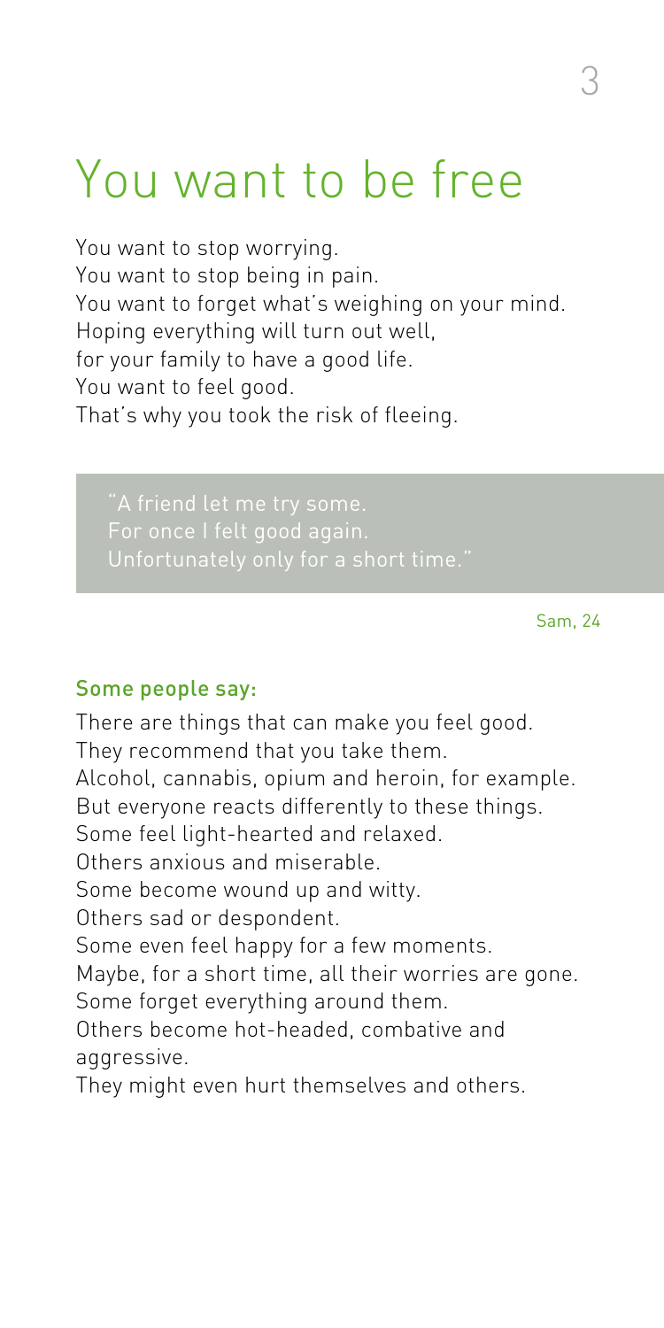# You want to be free

You want to stop worrying.
You want to stop being in pain.
You want to forget what's weighing on your mind.
Hoping everything will turn out well,
for your family to have a good life.
You want to feel good.
That's why you took the risk of fleeing.

> "A friend let me try some.
> For once I felt good again.
> Unfortunately only for a short time."

Sam, 24

### Some people say:

There are things that can make you feel good.
They recommend that you take them.
Alcohol, cannabis, opium and heroin, for example.
But everyone reacts differently to these things.
Some feel light-hearted and relaxed.
Others anxious and miserable.
Some become wound up and witty.
Others sad or despondent.
Some even feel happy for a few moments.
Maybe, for a short time, all their worries are gone.
Some forget everything around them.
Others become hot-headed, combative and aggressive.
They might even hurt themselves and others.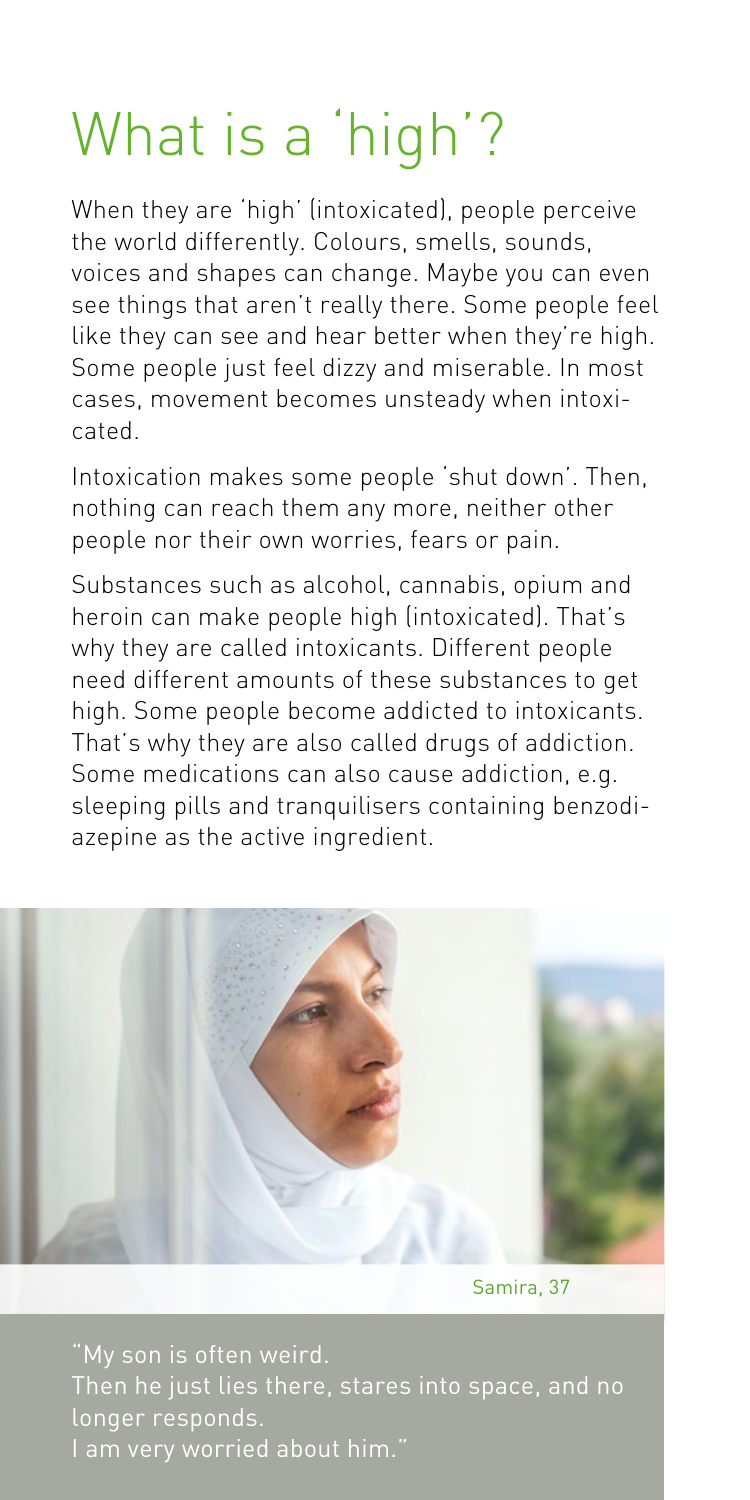# What is a 'high'?

When they are 'high' (intoxicated), people perceive the world differently. Colours, smells, sounds, voices and shapes can change. Maybe you can even see things that aren't really there. Some people feel like they can see and hear better when they're high. Some people just feel dizzy and miserable. In most cases, movement becomes unsteady when intoxicated.

Intoxication makes some people 'shut down'. Then, nothing can reach them any more, neither other people nor their own worries, fears or pain.

Substances such as alcohol, cannabis, opium and heroin can make people high (intoxicated). That's why they are called intoxicants. Different people need different amounts of these substances to get high. Some people become addicted to intoxicants. That's why they are also called drugs of addiction. Some medications can also cause addiction, e.g. sleeping pills and tranquilisers containing benzodiazepine as the active ingredient.

Samira, 37

"My son is often weird.
Then he just lies there, stares into space, and no longer responds.
I am very worried about him."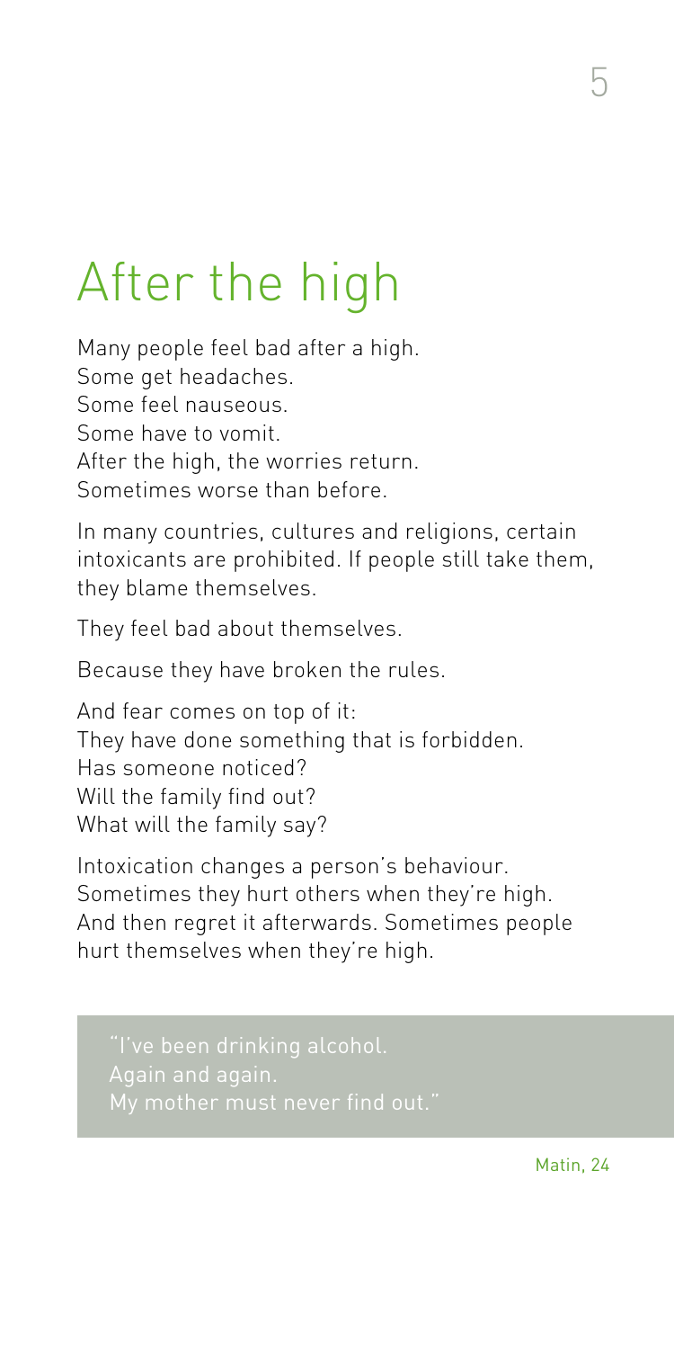# After the high

Many people feel bad after a high.
Some get headaches.
Some feel nauseous.
Some have to vomit.
After the high, the worries return.
Sometimes worse than before.

In many countries, cultures and religions, certain intoxicants are prohibited. If people still take them, they blame themselves.

They feel bad about themselves.

Because they have broken the rules.

And fear comes on top of it:
They have done something that is forbidden.
Has someone noticed?
Will the family find out?
What will the family say?

Intoxication changes a person's behaviour.
Sometimes they hurt others when they're high.
And then regret it afterwards. Sometimes people hurt themselves when they're high.

> "I've been drinking alcohol.
> Again and again.
> My mother must never find out."

Matin, 24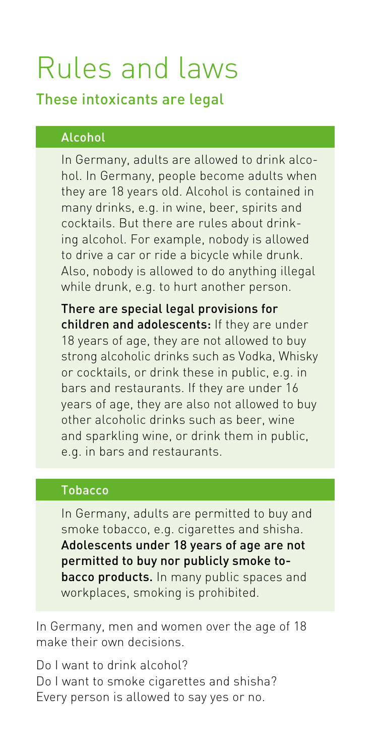# Rules and laws

## These intoxicants are legal

### Alcohol

In Germany, adults are allowed to drink alcohol. In Germany, people become adults when they are 18 years old. Alcohol is contained in many drinks, e.g. in wine, beer, spirits and cocktails. But there are rules about drinking alcohol. For example, nobody is allowed to drive a car or ride a bicycle while drunk. Also, nobody is allowed to do anything illegal while drunk, e.g. to hurt another person.

**There are special legal provisions for children and adolescents:** If they are under 18 years of age, they are not allowed to buy strong alcoholic drinks such as Vodka, Whisky or cocktails, or drink these in public, e.g. in bars and restaurants. If they are under 16 years of age, they are also not allowed to buy other alcoholic drinks such as beer, wine and sparkling wine, or drink them in public, e.g. in bars and restaurants.

### Tobacco

In Germany, adults are permitted to buy and smoke tobacco, e.g. cigarettes and shisha. **Adolescents under 18 years of age are not permitted to buy nor publicly smoke tobacco products.** In many public spaces and workplaces, smoking is prohibited.

In Germany, men and women over the age of 18 make their own decisions.

Do I want to drink alcohol?
Do I want to smoke cigarettes and shisha?
Every person is allowed to say yes or no.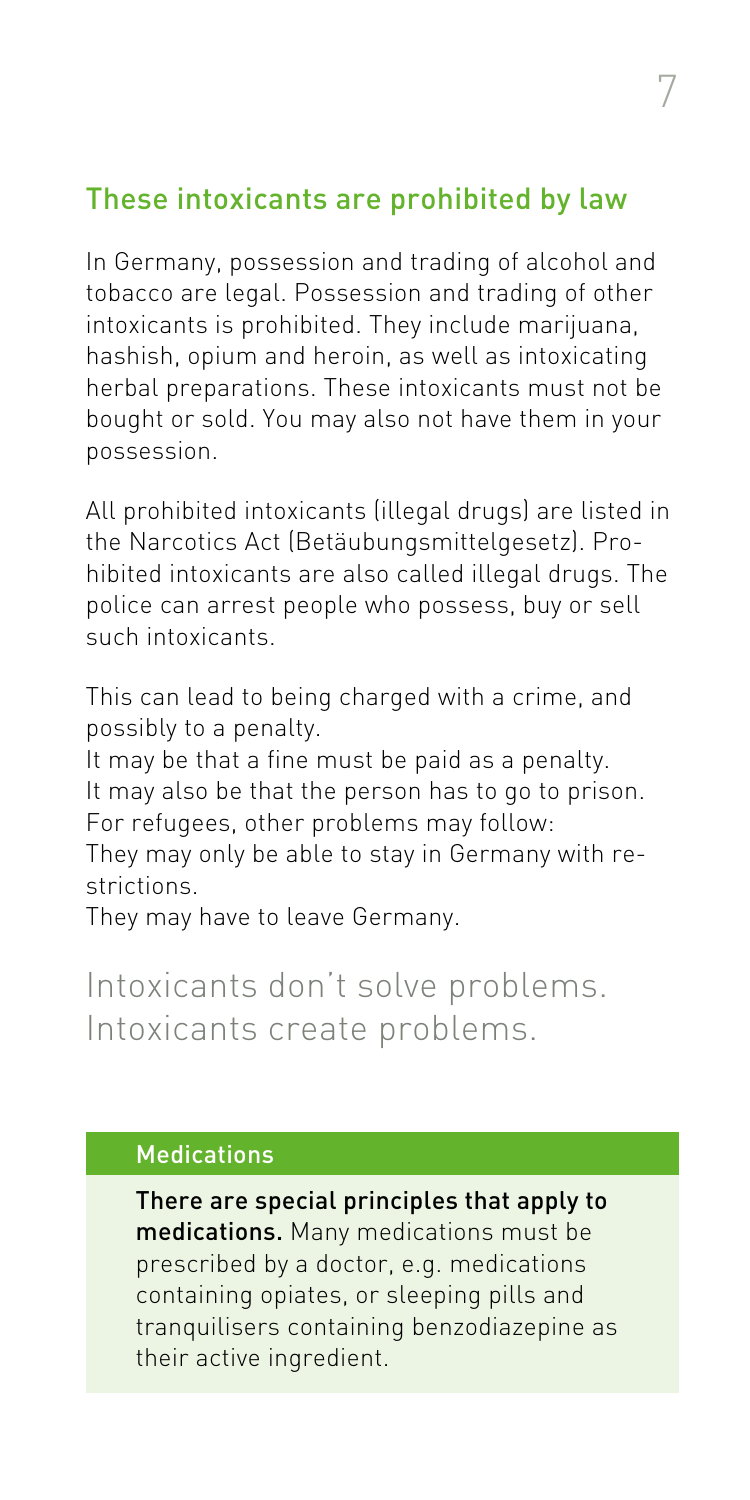## These intoxicants are prohibited by law

In Germany, possession and trading of alcohol and tobacco are legal. Possession and trading of other intoxicants is prohibited. They include marijuana, hashish, opium and heroin, as well as intoxicating herbal preparations. These intoxicants must not be bought or sold. You may also not have them in your possession.

All prohibited intoxicants (illegal drugs) are listed in the Narcotics Act (Betäubungsmittelgesetz). Prohibited intoxicants are also called illegal drugs. The police can arrest people who possess, buy or sell such intoxicants.

This can lead to being charged with a crime, and possibly to a penalty.
It may be that a fine must be paid as a penalty.
It may also be that the person has to go to prison.
For refugees, other problems may follow:
They may only be able to stay in Germany with restrictions.
They may have to leave Germany.

Intoxicants don't solve problems.
Intoxicants create problems.

### Medications

**There are special principles that apply to medications.** Many medications must be prescribed by a doctor, e.g. medications containing opiates, or sleeping pills and tranquilisers containing benzodiazepine as their active ingredient.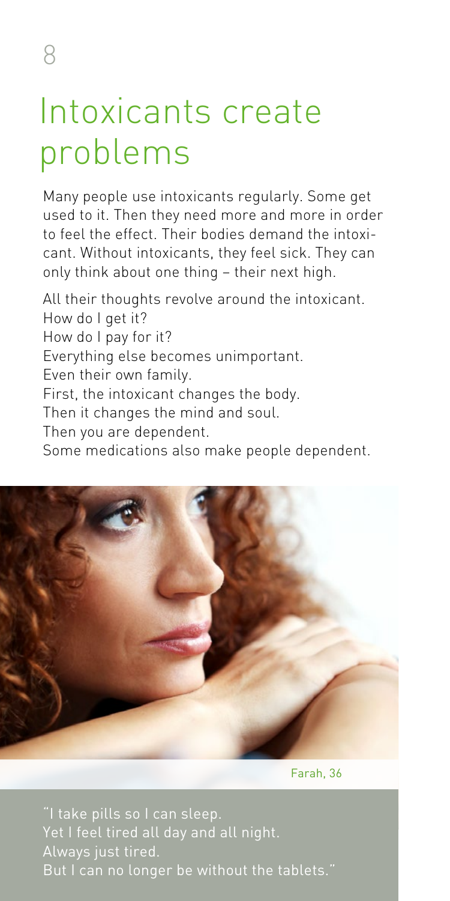# Intoxicants create problems

Many people use intoxicants regularly. Some get used to it. Then they need more and more in order to feel the effect. Their bodies demand the intoxicant. Without intoxicants, they feel sick. They can only think about one thing – their next high.

All their thoughts revolve around the intoxicant.
How do I get it?
How do I pay for it?
Everything else becomes unimportant.
Even their own family.
First, the intoxicant changes the body.
Then it changes the mind and soul.
Then you are dependent.
Some medications also make people dependent.

Farah, 36

"I take pills so I can sleep.
Yet I feel tired all day and all night.
Always just tired.
But I can no longer be without the tablets."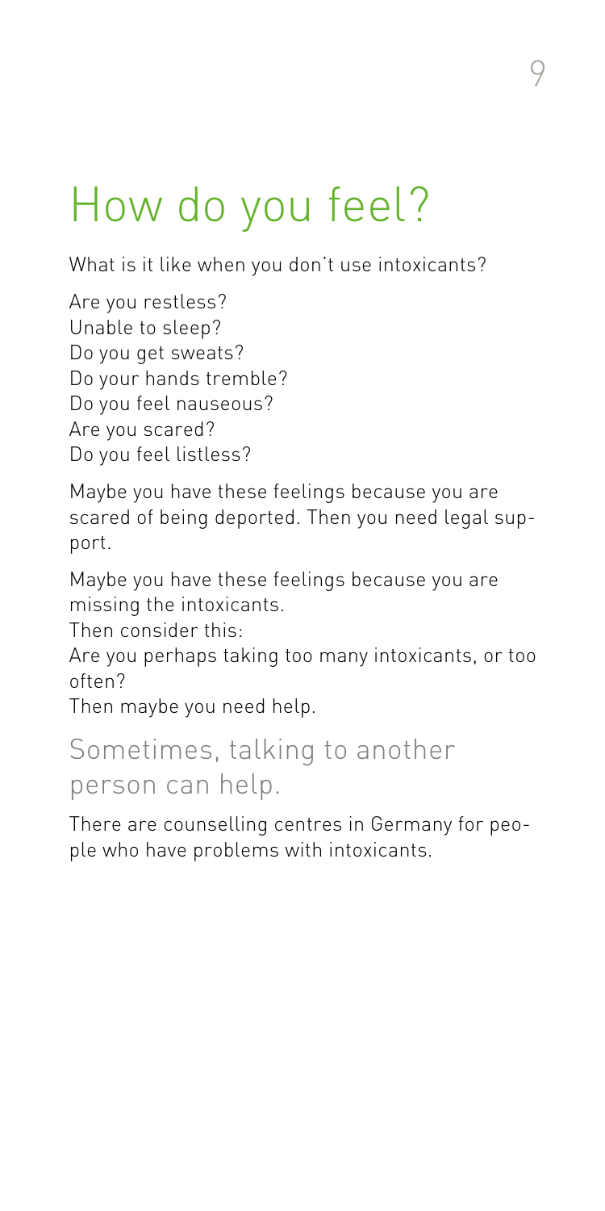# How do you feel?

What is it like when you don't use intoxicants?

Are you restless?
Unable to sleep?
Do you get sweats?
Do your hands tremble?
Do you feel nauseous?
Are you scared?
Do you feel listless?

Maybe you have these feelings because you are scared of being deported. Then you need legal support.

Maybe you have these feelings because you are missing the intoxicants.
Then consider this:
Are you perhaps taking too many intoxicants, or too often?
Then maybe you need help.

## Sometimes, talking to another person can help.

There are counselling centres in Germany for people who have problems with intoxicants.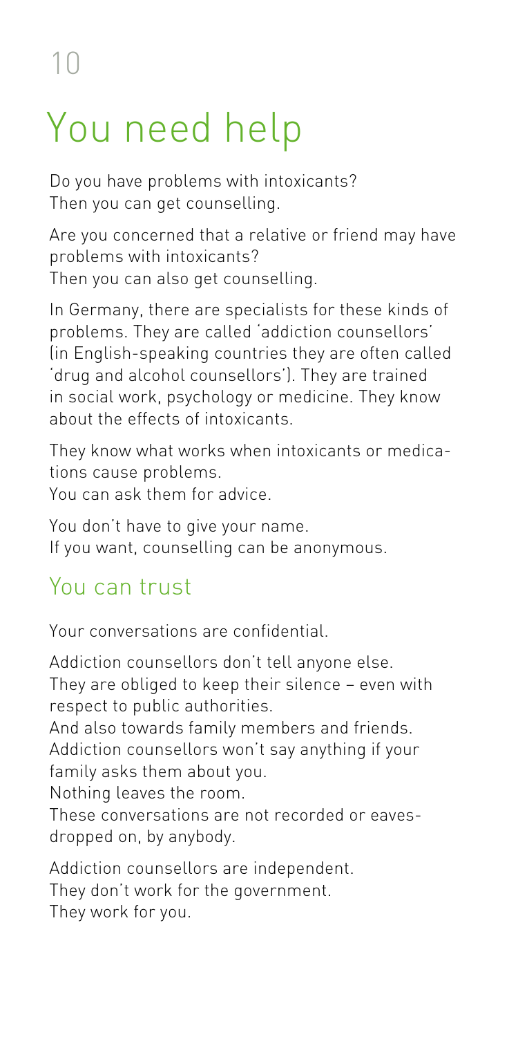# You need help

Do you have problems with intoxicants?
Then you can get counselling.

Are you concerned that a relative or friend may have problems with intoxicants?
Then you can also get counselling.

In Germany, there are specialists for these kinds of problems. They are called 'addiction counsellors' (in English-speaking countries they are often called 'drug and alcohol counsellors'). They are trained in social work, psychology or medicine. They know about the effects of intoxicants.

They know what works when intoxicants or medications cause problems.
You can ask them for advice.

You don't have to give your name.
If you want, counselling can be anonymous.

## You can trust

Your conversations are confidential.

Addiction counsellors don't tell anyone else.
They are obliged to keep their silence – even with respect to public authorities.
And also towards family members and friends.
Addiction counsellors won't say anything if your family asks them about you.
Nothing leaves the room.
These conversations are not recorded or eavesdropped on, by anybody.

Addiction counsellors are independent.
They don't work for the government.
They work for you.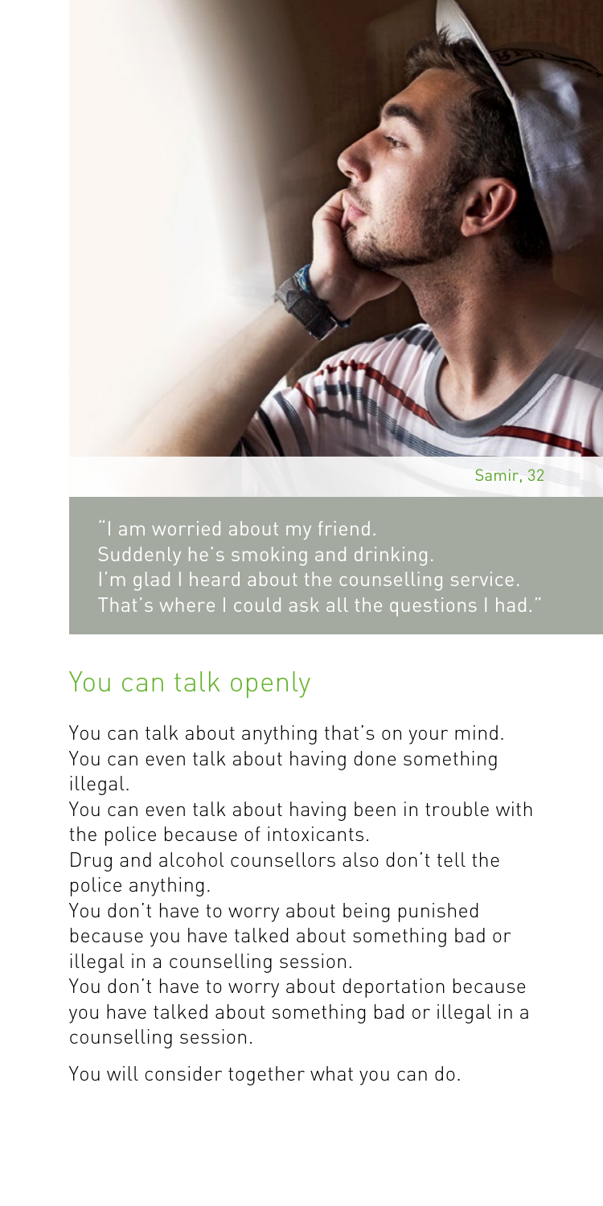Samir, 32

"I am worried about my friend.
Suddenly he's smoking and drinking.
I'm glad I heard about the counselling service.
That's where I could ask all the questions I had."

## You can talk openly

You can talk about anything that's on your mind.
You can even talk about having done something illegal.
You can even talk about having been in trouble with the police because of intoxicants.
Drug and alcohol counsellors also don't tell the police anything.
You don't have to worry about being punished because you have talked about something bad or illegal in a counselling session.
You don't have to worry about deportation because you have talked about something bad or illegal in a counselling session.

You will consider together what you can do.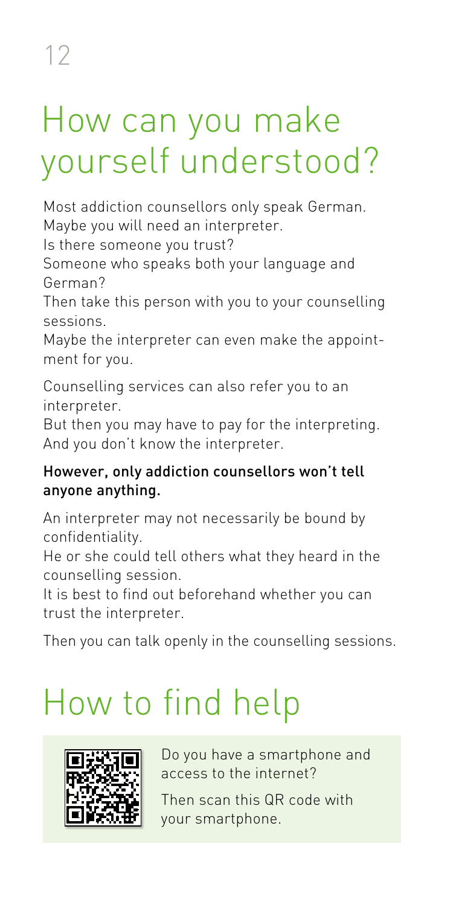# How can you make yourself understood?

Most addiction counsellors only speak German.
Maybe you will need an interpreter.
Is there someone you trust?
Someone who speaks both your language and German?
Then take this person with you to your counselling sessions.
Maybe the interpreter can even make the appointment for you.

Counselling services can also refer you to an interpreter.
But then you may have to pay for the interpreting.
And you don't know the interpreter.

**However, only addiction counsellors won't tell anyone anything.**

An interpreter may not necessarily be bound by confidentiality.
He or she could tell others what they heard in the counselling session.
It is best to find out beforehand whether you can trust the interpreter.

Then you can talk openly in the counselling sessions.

# How to find help

Do you have a smartphone and access to the internet?

Then scan this QR code with your smartphone.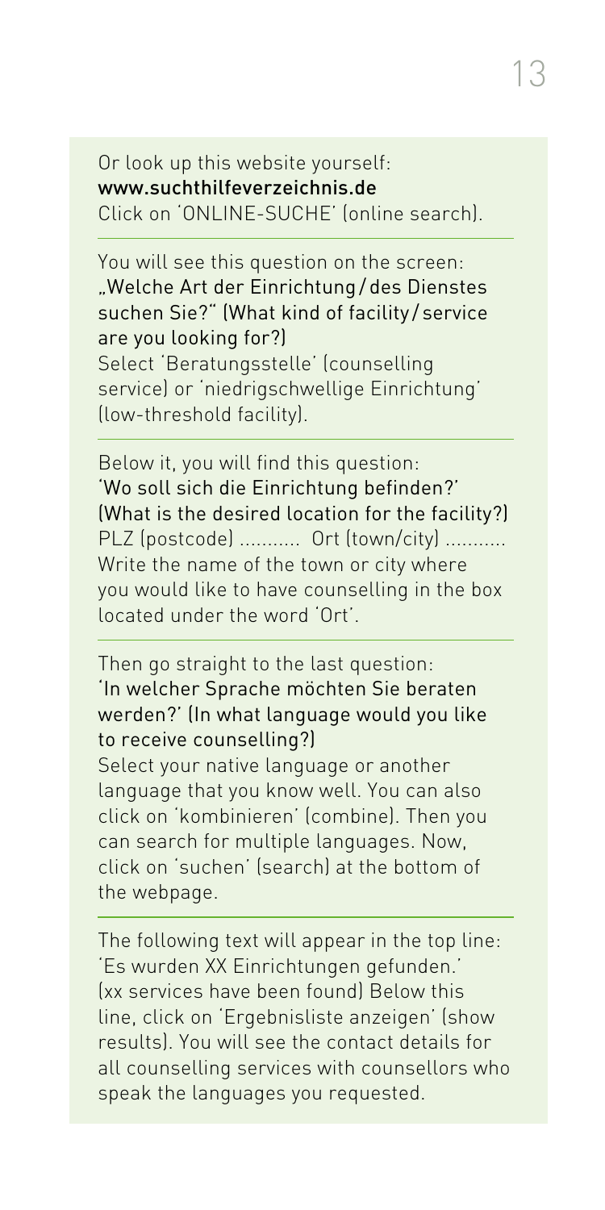Or look up this website yourself:
**www.suchthilfeverzeichnis.de**
Click on 'ONLINE-SUCHE' (online search).

---

You will see this question on the screen:
**„Welche Art der Einrichtung / des Dienstes suchen Sie?" (What kind of facility / service are you looking for?)**
Select 'Beratungsstelle' (counselling service) or 'niedrigschwellige Einrichtung' (low-threshold facility).

---

Below it, you will find this question:
**'Wo soll sich die Einrichtung befinden?' (What is the desired location for the facility?)**
PLZ (postcode) ........... Ort (town/city) ...........
Write the name of the town or city where you would like to have counselling in the box located under the word 'Ort'.

---

Then go straight to the last question:
**'In welcher Sprache möchten Sie beraten werden?' (In what language would you like to receive counselling?)**
Select your native language or another language that you know well. You can also click on 'kombinieren' (combine). Then you can search for multiple languages. Now, click on 'suchen' (search) at the bottom of the webpage.

---

The following text will appear in the top line: 'Es wurden XX Einrichtungen gefunden.' (xx services have been found) Below this line, click on 'Ergebnisliste anzeigen' (show results). You will see the contact details for all counselling services with counsellors who speak the languages you requested.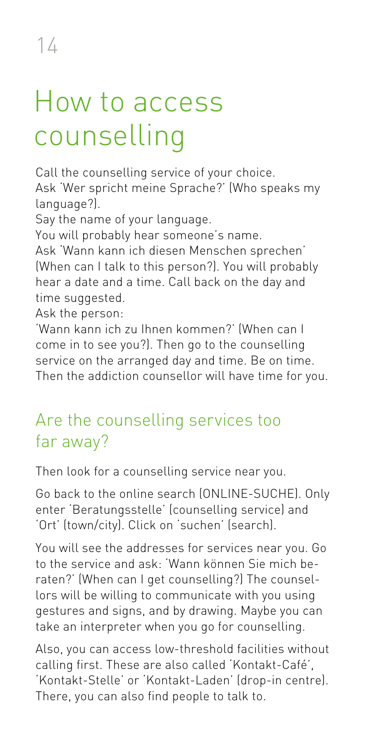# How to access counselling

Call the counselling service of your choice.
Ask 'Wer spricht meine Sprache?' (Who speaks my language?).
Say the name of your language.
You will probably hear someone's name.
Ask 'Wann kann ich diesen Menschen sprechen' (When can I talk to this person?). You will probably hear a date and a time. Call back on the day and time suggested.
Ask the person:
'Wann kann ich zu Ihnen kommen?' (When can I come in to see you?). Then go to the counselling service on the arranged day and time. Be on time. Then the addiction counsellor will have time for you.

## Are the counselling services too far away?

Then look for a counselling service near you.

Go back to the online search (ONLINE-SUCHE). Only enter 'Beratungsstelle' (counselling service) and 'Ort' (town/city). Click on 'suchen' (search).

You will see the addresses for services near you. Go to the service and ask: 'Wann können Sie mich beraten?' (When can I get counselling?) The counsellors will be willing to communicate with you using gestures and signs, and by drawing. Maybe you can take an interpreter when you go for counselling.

Also, you can access low-threshold facilities without calling first. These are also called 'Kontakt-Café', 'Kontakt-Stelle' or 'Kontakt-Laden' (drop-in centre). There, you can also find people to talk to.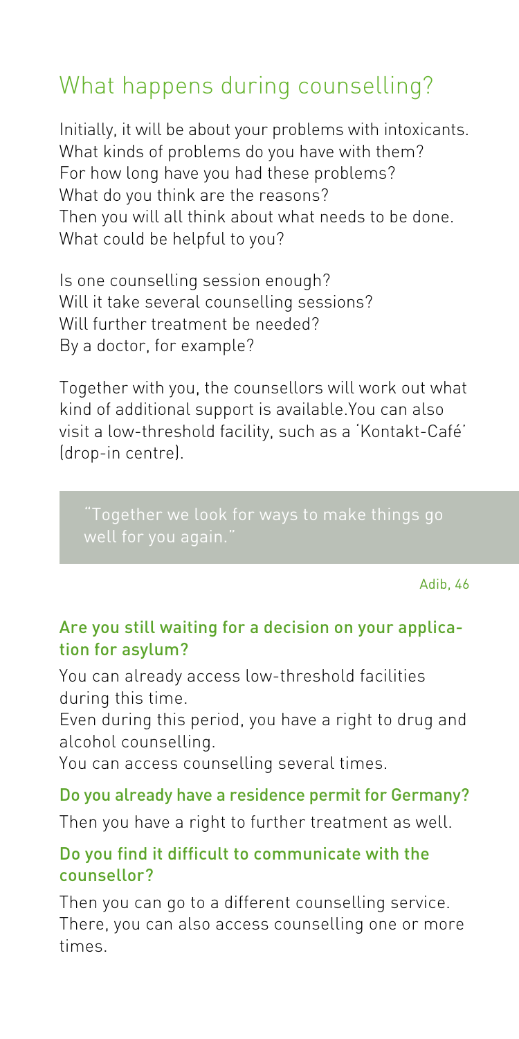## What happens during counselling?

Initially, it will be about your problems with intoxicants.
What kinds of problems do you have with them?
For how long have you had these problems?
What do you think are the reasons?
Then you will all think about what needs to be done.
What could be helpful to you?

Is one counselling session enough?
Will it take several counselling sessions?
Will further treatment be needed?
By a doctor, for example?

Together with you, the counsellors will work out what kind of additional support is available.You can also visit a low-threshold facility, such as a 'Kontakt-Café' (drop-in centre).

> "Together we look for ways to make things go well for you again."
>
> Adib, 46

### Are you still waiting for a decision on your application for asylum?

You can already access low-threshold facilities during this time.
Even during this period, you have a right to drug and alcohol counselling.
You can access counselling several times.

### Do you already have a residence permit for Germany?

Then you have a right to further treatment as well.

### Do you find it difficult to communicate with the counsellor?

Then you can go to a different counselling service. There, you can also access counselling one or more times.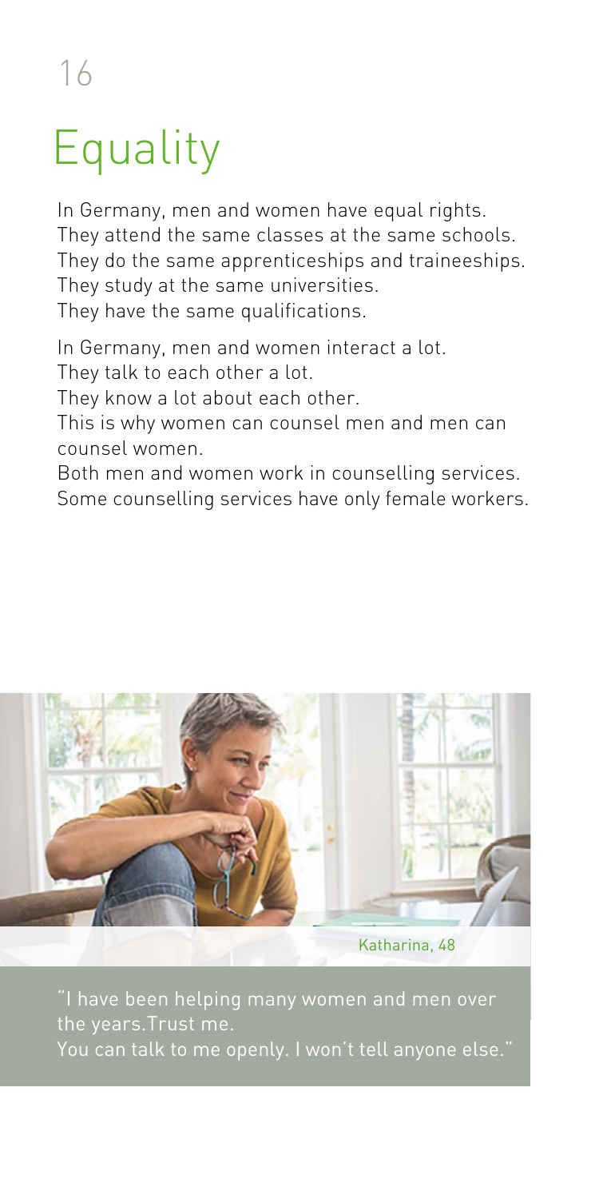# Equality

In Germany, men and women have equal rights.
They attend the same classes at the same schools.
They do the same apprenticeships and traineeships.
They study at the same universities.
They have the same qualifications.

In Germany, men and women interact a lot.
They talk to each other a lot.
They know a lot about each other.
This is why women can counsel men and men can counsel women.
Both men and women work in counselling services.
Some counselling services have only female workers.

Katharina, 48

"I have been helping many women and men over the years.Trust me.
You can talk to me openly. I won't tell anyone else."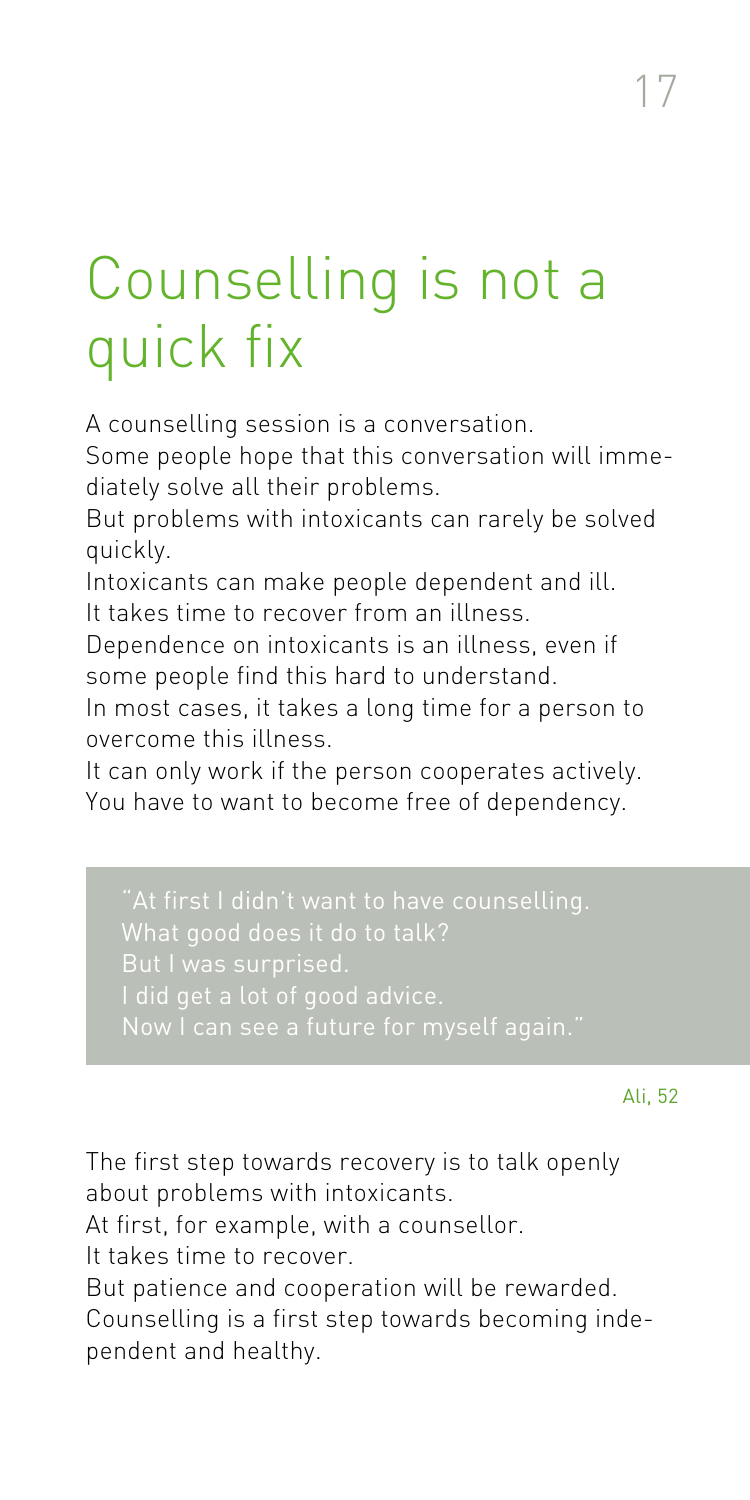# Counselling is not a quick fix

A counselling session is a conversation.
Some people hope that this conversation will immediately solve all their problems.
But problems with intoxicants can rarely be solved quickly.
Intoxicants can make people dependent and ill.
It takes time to recover from an illness.
Dependence on intoxicants is an illness, even if some people find this hard to understand.
In most cases, it takes a long time for a person to overcome this illness.
It can only work if the person cooperates actively.
You have to want to become free of dependency.

> "At first I didn't want to have counselling.
> What good does it do to talk?
> But I was surprised.
> I did get a lot of good advice.
> Now I can see a future for myself again."
>
> Ali, 52

The first step towards recovery is to talk openly about problems with intoxicants.
At first, for example, with a counsellor.
It takes time to recover.
But patience and cooperation will be rewarded.
Counselling is a first step towards becoming independent and healthy.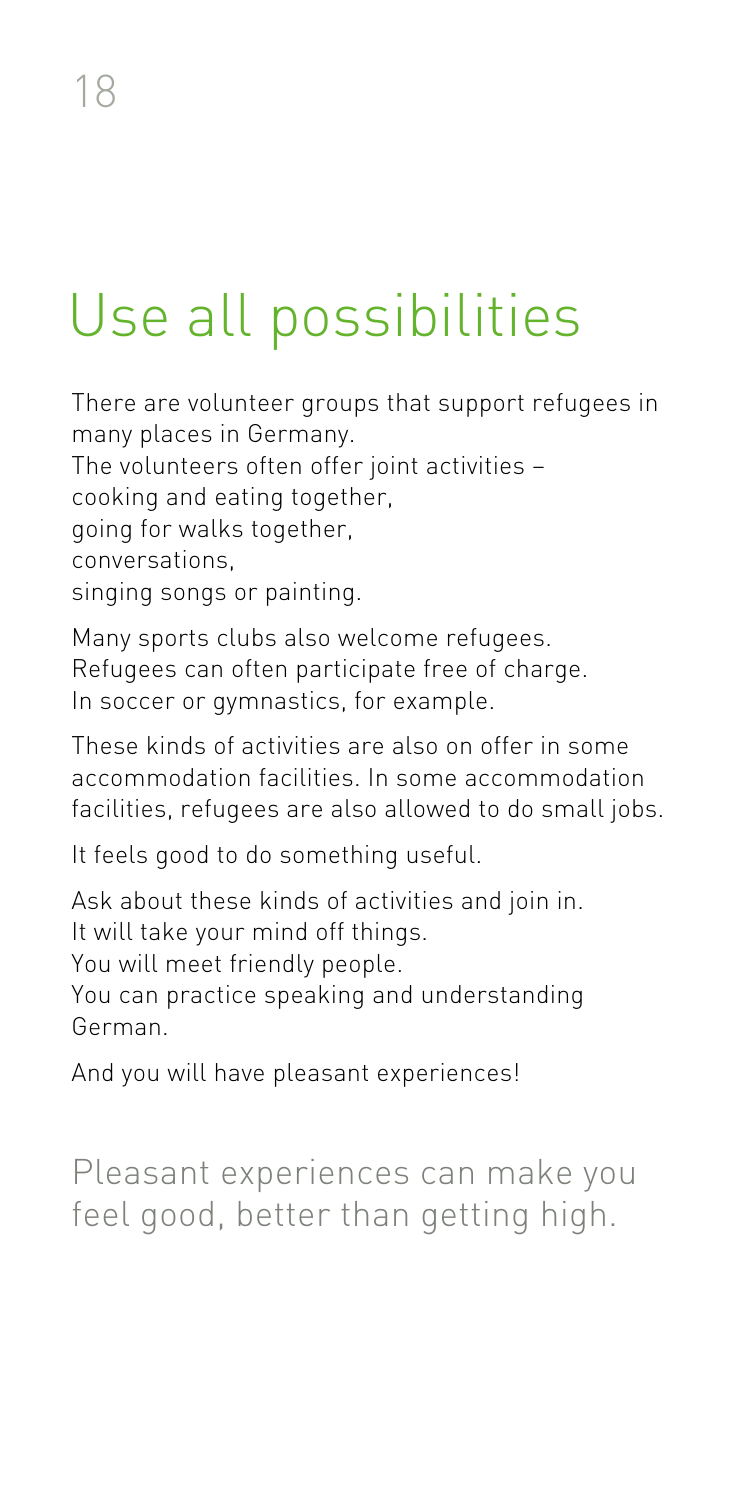# Use all possibilities

There are volunteer groups that support refugees in many places in Germany.
The volunteers often offer joint activities –
cooking and eating together,
going for walks together,
conversations,
singing songs or painting.

Many sports clubs also welcome refugees.
Refugees can often participate free of charge.
In soccer or gymnastics, for example.

These kinds of activities are also on offer in some accommodation facilities. In some accommodation facilities, refugees are also allowed to do small jobs.

It feels good to do something useful.

Ask about these kinds of activities and join in.
It will take your mind off things.
You will meet friendly people.
You can practice speaking and understanding German.

And you will have pleasant experiences!

Pleasant experiences can make you feel good, better than getting high.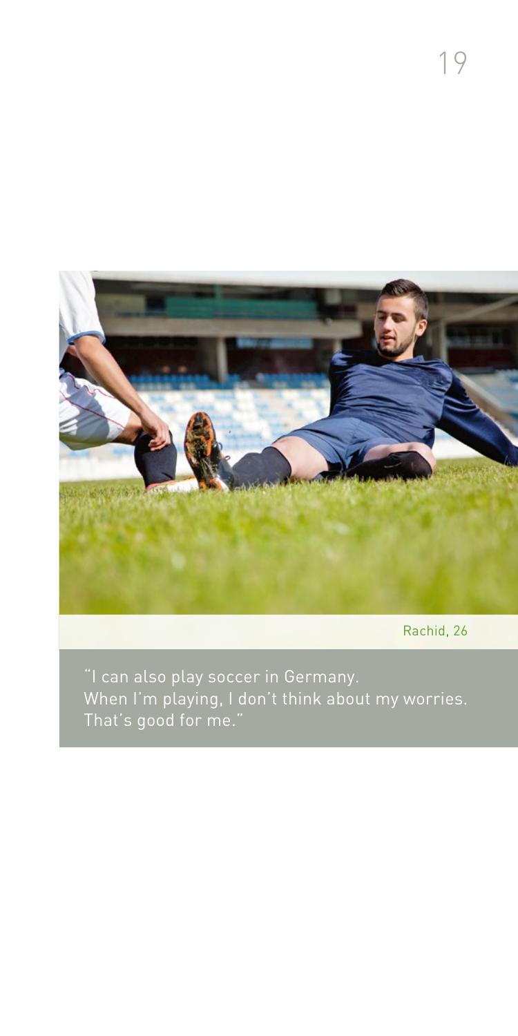Rachid, 26

"I can also play soccer in Germany.
When I'm playing, I don't think about my worries.
That's good for me."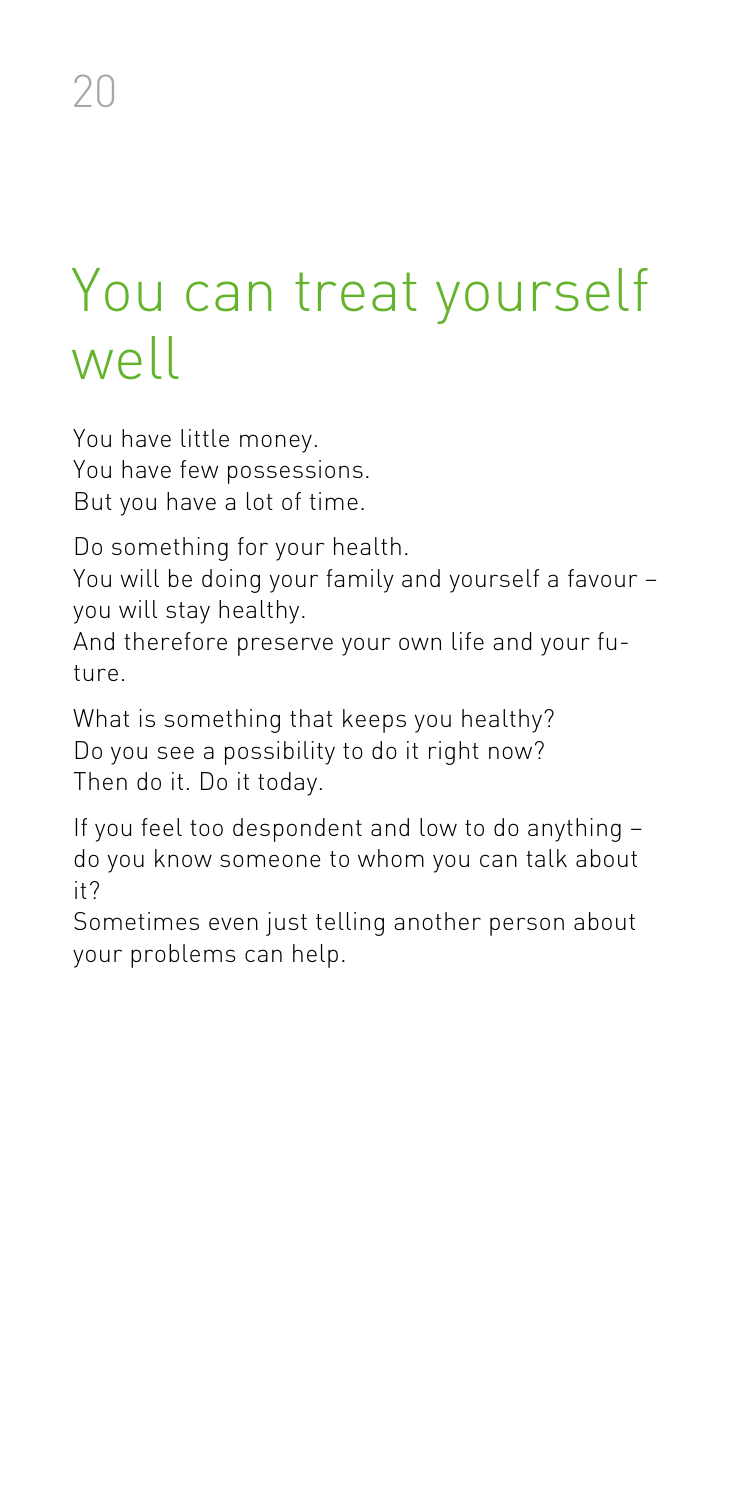# You can treat yourself well

You have little money.
You have few possessions.
But you have a lot of time.

Do something for your health.
You will be doing your family and yourself a favour – you will stay healthy.
And therefore preserve your own life and your future.

What is something that keeps you healthy?
Do you see a possibility to do it right now?
Then do it. Do it today.

If you feel too despondent and low to do anything – do you know someone to whom you can talk about it?
Sometimes even just telling another person about your problems can help.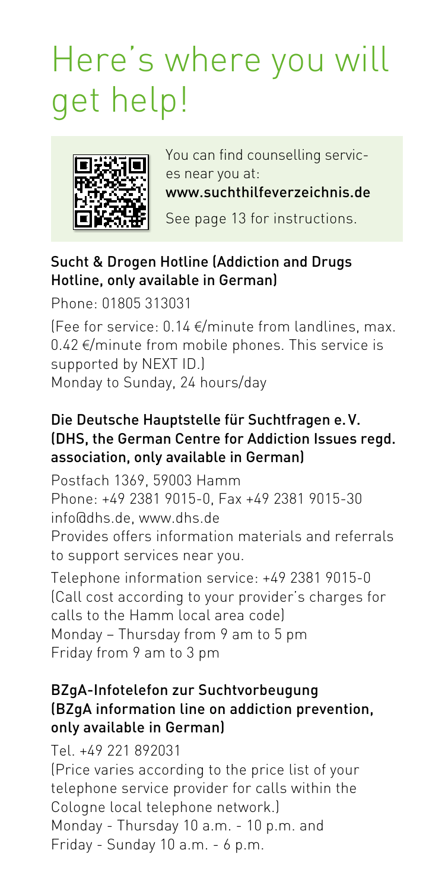# Here's where you will get help!

You can find counselling services near you at:
www.suchthilfeverzeichnis.de

See page 13 for instructions.

### Sucht & Drogen Hotline (Addiction and Drugs Hotline, only available in German)

Phone: 01805 313031

(Fee for service: 0.14 €/minute from landlines, max. 0.42 €/minute from mobile phones. This service is supported by NEXT ID.)
Monday to Sunday, 24 hours/day

### Die Deutsche Hauptstelle für Suchtfragen e. V. (DHS, the German Centre for Addiction Issues regd. association, only available in German)

Postfach 1369, 59003 Hamm
Phone: +49 2381 9015-0, Fax +49 2381 9015-30
info@dhs.de, www.dhs.de
Provides offers information materials and referrals to support services near you.

Telephone information service: +49 2381 9015-0
(Call cost according to your provider's charges for calls to the Hamm local area code)
Monday – Thursday from 9 am to 5 pm
Friday from 9 am to 3 pm

### BZgA-Infotelefon zur Suchtvorbeugung (BZgA information line on addiction prevention, only available in German)

Tel. +49 221 892031
(Price varies according to the price list of your telephone service provider for calls within the Cologne local telephone network.)
Monday - Thursday 10 a.m. - 10 p.m. and
Friday - Sunday 10 a.m. - 6 p.m.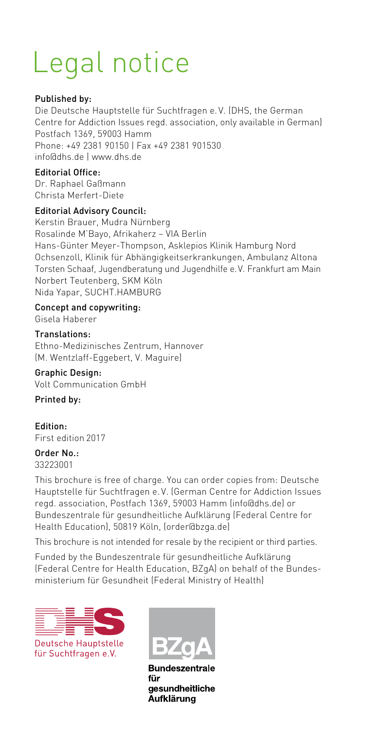# Legal notice

**Published by:**
Die Deutsche Hauptstelle für Suchtfragen e. V. (DHS, the German Centre for Addiction Issues regd. association, only available in German)
Postfach 1369, 59003 Hamm
Phone: +49 2381 90150 | Fax +49 2381 901530
info@dhs.de | www.dhs.de

**Editorial Office:**
Dr. Raphael Gaßmann
Christa Merfert-Diete

**Editorial Advisory Council:**
Kerstin Brauer, Mudra Nürnberg
Rosalinde M'Bayo, Afrikaherz – VIA Berlin
Hans-Günter Meyer-Thompson, Asklepios Klinik Hamburg Nord Ochsenzoll, Klinik für Abhängigkeitserkrankungen, Ambulanz Altona
Torsten Schaaf, Jugendberatung und Jugendhilfe e. V. Frankfurt am Main
Norbert Teutenberg, SKM Köln
Nida Yapar, SUCHT.HAMBURG

**Concept and copywriting:**
Gisela Haberer

**Translations:**
Ethno-Medizinisches Zentrum, Hannover
(M. Wentzlaff-Eggebert, V. Maguire)

**Graphic Design:**
Volt Communication GmbH

**Printed by:**

**Edition:**
First edition 2017

**Order No.:**
33223001

This brochure is free of charge. You can order copies from: Deutsche Hauptstelle für Suchtfragen e. V. (German Centre for Addiction Issues regd. association, Postfach 1369, 59003 Hamm (info@dhs.de) or Bundeszentrale für gesundheitliche Aufklärung (Federal Centre for Health Education), 50819 Köln, (order@bzga.de)

This brochure is not intended for resale by the recipient or third parties.

Funded by the Bundeszentrale für gesundheitliche Aufklärung (Federal Centre for Health Education, BZgA) on behalf of the Bundesministerium für Gesundheit (Federal Ministry of Health)

Deutsche Hauptstelle für Suchtfragen e.V.

Bundeszentrale für gesundheitliche Aufklärung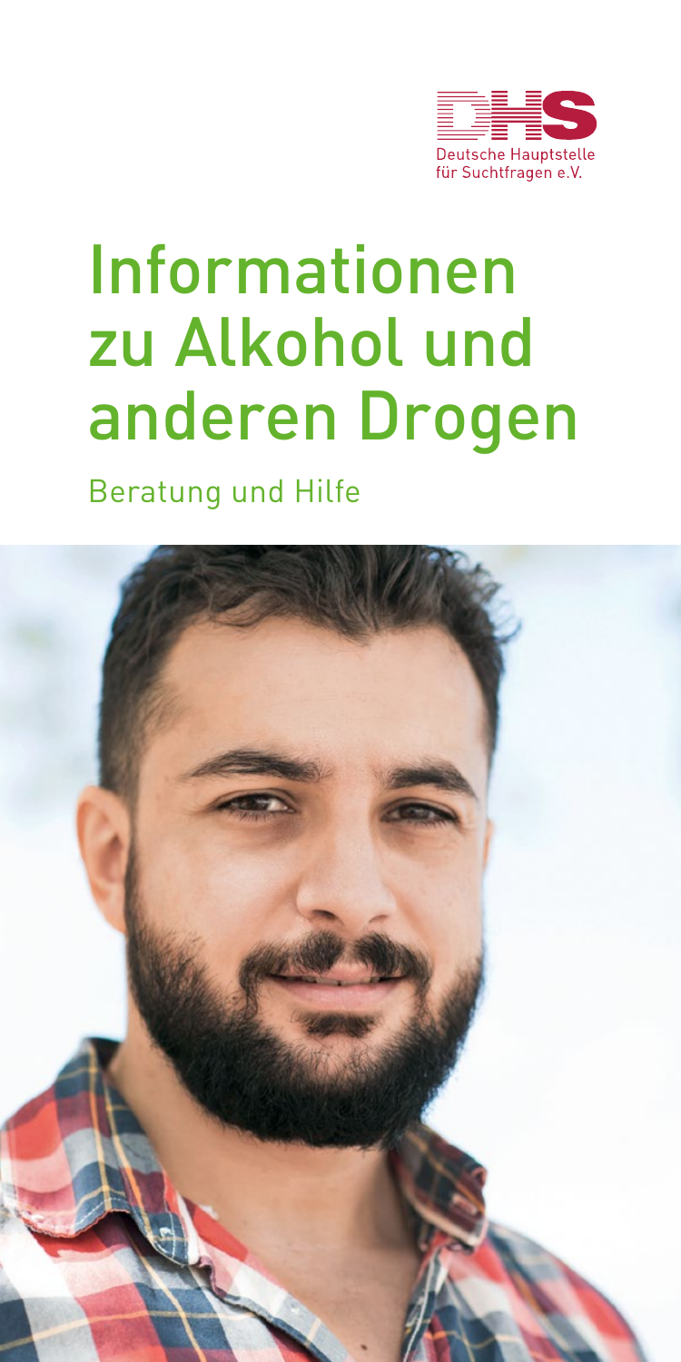Deutsche Hauptstelle für Suchtfragen e.V.

# Informationen zu Alkohol und anderen Drogen

Beratung und Hilfe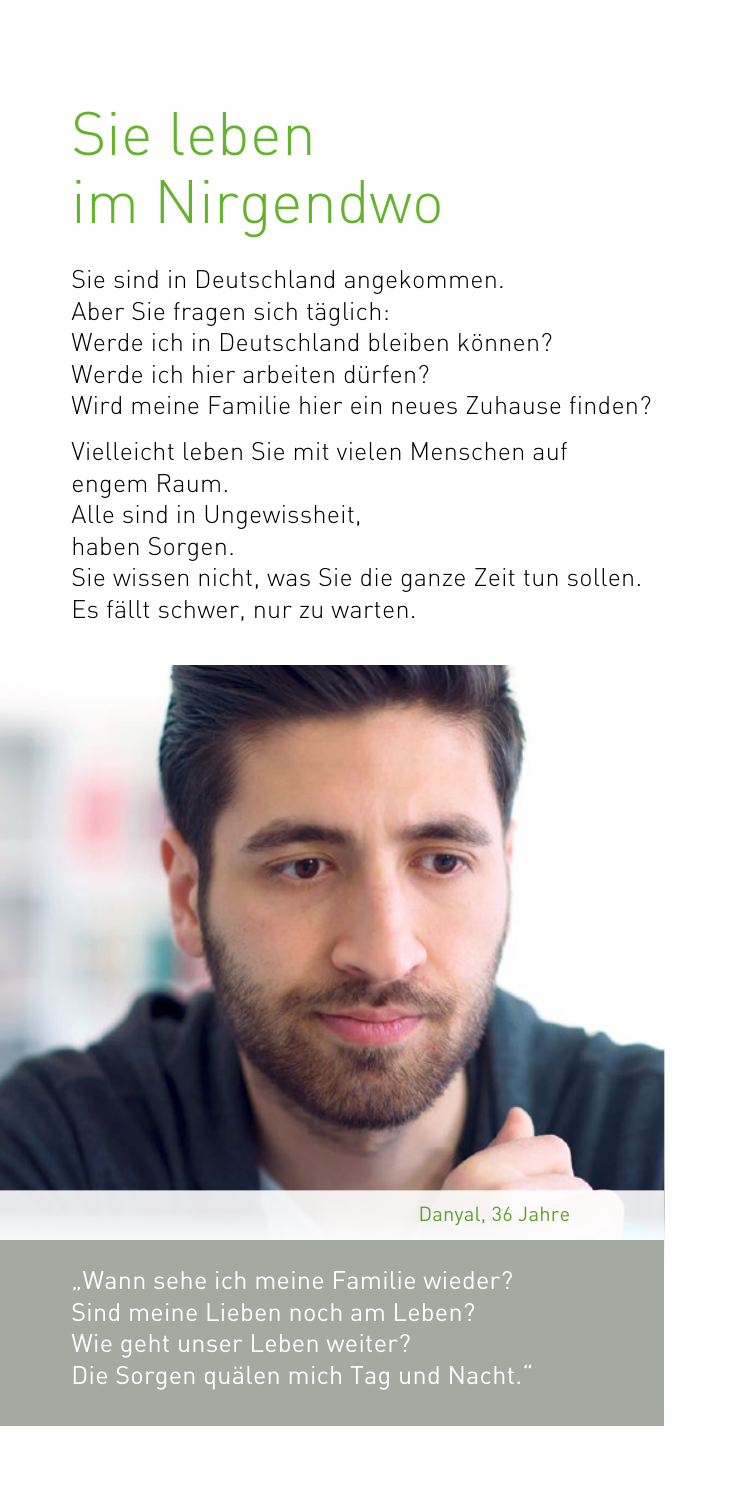# Sie leben im Nirgendwo

Sie sind in Deutschland angekommen.
Aber Sie fragen sich täglich:
Werde ich in Deutschland bleiben können?
Werde ich hier arbeiten dürfen?
Wird meine Familie hier ein neues Zuhause finden?

Vielleicht leben Sie mit vielen Menschen auf engem Raum.
Alle sind in Ungewissheit,
haben Sorgen.
Sie wissen nicht, was Sie die ganze Zeit tun sollen.
Es fällt schwer, nur zu warten.

Danyal, 36 Jahre

„Wann sehe ich meine Familie wieder?
Sind meine Lieben noch am Leben?
Wie geht unser Leben weiter?
Die Sorgen quälen mich Tag und Nacht."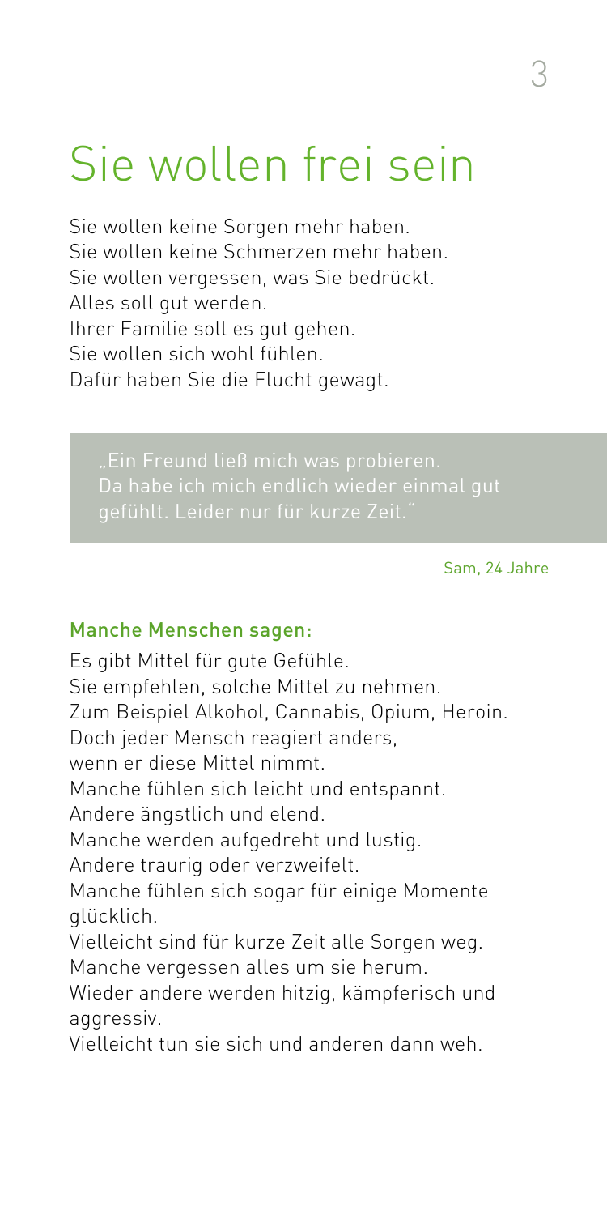# Sie wollen frei sein

Sie wollen keine Sorgen mehr haben.
Sie wollen keine Schmerzen mehr haben.
Sie wollen vergessen, was Sie bedrückt.
Alles soll gut werden.
Ihrer Familie soll es gut gehen.
Sie wollen sich wohl fühlen.
Dafür haben Sie die Flucht gewagt.

> „Ein Freund ließ mich was probieren.
> Da habe ich mich endlich wieder einmal gut gefühlt. Leider nur für kurze Zeit."

Sam, 24 Jahre

### Manche Menschen sagen:

Es gibt Mittel für gute Gefühle.
Sie empfehlen, solche Mittel zu nehmen.
Zum Beispiel Alkohol, Cannabis, Opium, Heroin.
Doch jeder Mensch reagiert anders,
wenn er diese Mittel nimmt.
Manche fühlen sich leicht und entspannt.
Andere ängstlich und elend.
Manche werden aufgedreht und lustig.
Andere traurig oder verzweifelt.
Manche fühlen sich sogar für einige Momente glücklich.
Vielleicht sind für kurze Zeit alle Sorgen weg.
Manche vergessen alles um sie herum.
Wieder andere werden hitzig, kämpferisch und aggressiv.
Vielleicht tun sie sich und anderen dann weh.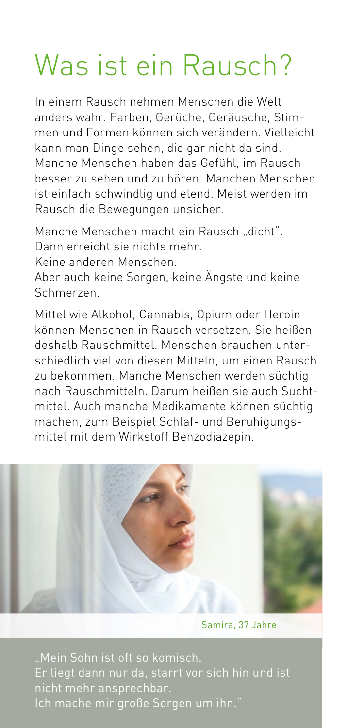# Was ist ein Rausch?

In einem Rausch nehmen Menschen die Welt anders wahr. Farben, Gerüche, Geräusche, Stimmen und Formen können sich verändern. Vielleicht kann man Dinge sehen, die gar nicht da sind. Manche Menschen haben das Gefühl, im Rausch besser zu sehen und zu hören. Manchen Menschen ist einfach schwindlig und elend. Meist werden im Rausch die Bewegungen unsicher.

Manche Menschen macht ein Rausch „dicht".
Dann erreicht sie nichts mehr.
Keine anderen Menschen.
Aber auch keine Sorgen, keine Ängste und keine Schmerzen.

Mittel wie Alkohol, Cannabis, Opium oder Heroin können Menschen in Rausch versetzen. Sie heißen deshalb Rauschmittel. Menschen brauchen unterschiedlich viel von diesen Mitteln, um einen Rausch zu bekommen. Manche Menschen werden süchtig nach Rauschmitteln. Darum heißen sie auch Suchtmittel. Auch manche Medikamente können süchtig machen, zum Beispiel Schlaf- und Beruhigungsmittel mit dem Wirkstoff Benzodiazepin.

Samira, 37 Jahre

„Mein Sohn ist oft so komisch.
Er liegt dann nur da, starrt vor sich hin und ist nicht mehr ansprechbar.
Ich mache mir große Sorgen um ihn."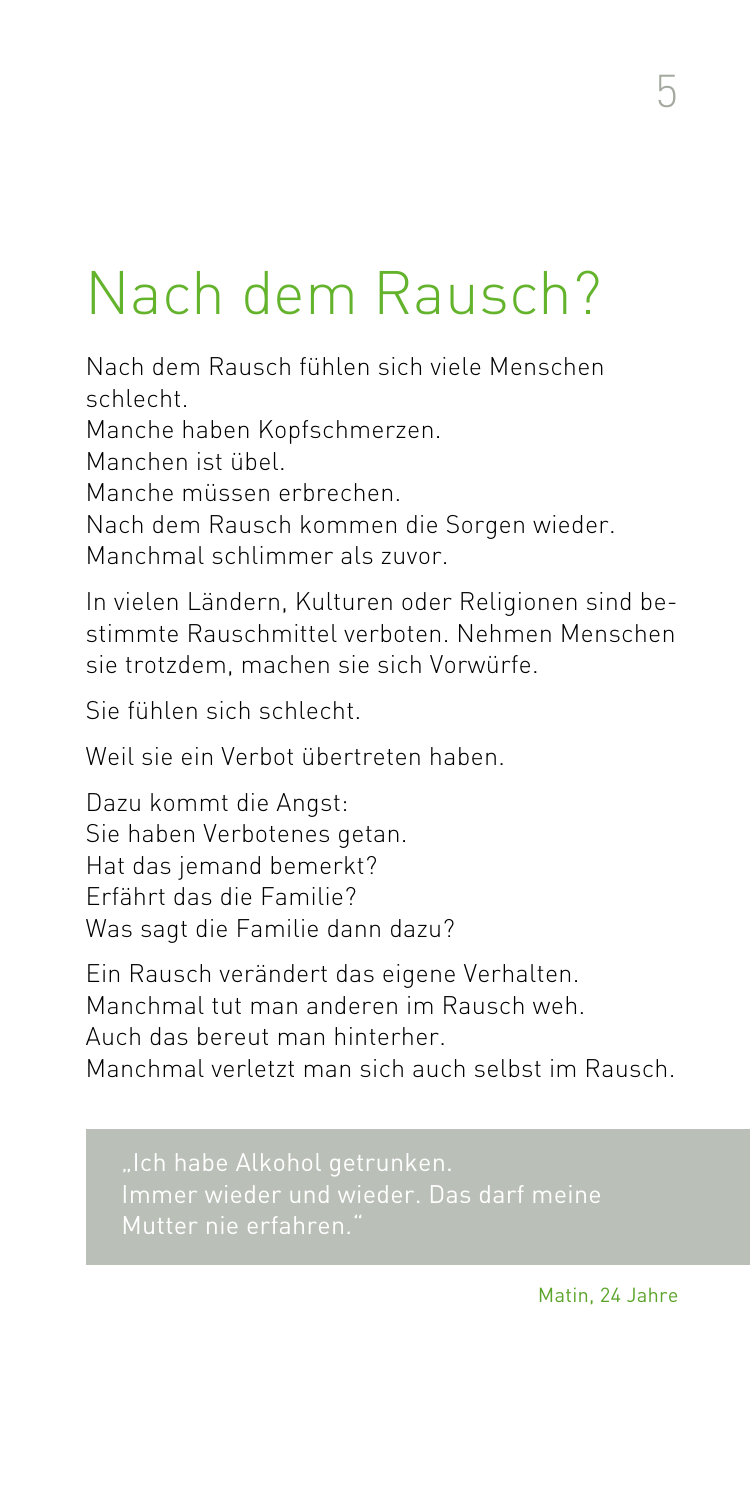# Nach dem Rausch?

Nach dem Rausch fühlen sich viele Menschen schlecht.
Manche haben Kopfschmerzen.
Manchen ist übel.
Manche müssen erbrechen.
Nach dem Rausch kommen die Sorgen wieder.
Manchmal schlimmer als zuvor.

In vielen Ländern, Kulturen oder Religionen sind bestimmte Rauschmittel verboten. Nehmen Menschen sie trotzdem, machen sie sich Vorwürfe.

Sie fühlen sich schlecht.

Weil sie ein Verbot übertreten haben.

Dazu kommt die Angst:
Sie haben Verbotenes getan.
Hat das jemand bemerkt?
Erfährt das die Familie?
Was sagt die Familie dann dazu?

Ein Rausch verändert das eigene Verhalten.
Manchmal tut man anderen im Rausch weh.
Auch das bereut man hinterher.
Manchmal verletzt man sich auch selbst im Rausch.

> „Ich habe Alkohol getrunken.
> Immer wieder und wieder. Das darf meine Mutter nie erfahren."

Matin, 24 Jahre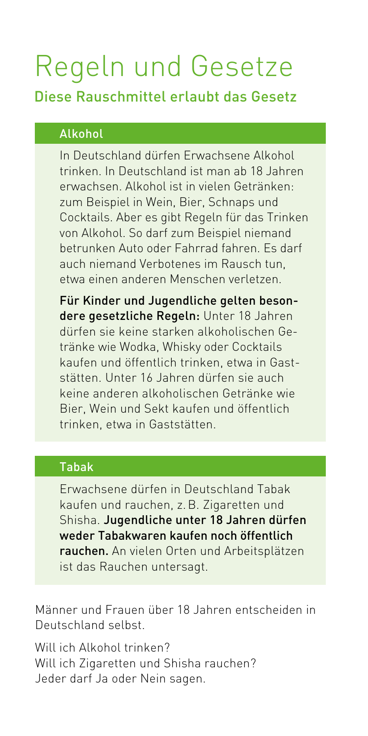# Regeln und Gesetze

## Diese Rauschmittel erlaubt das Gesetz

### Alkohol

In Deutschland dürfen Erwachsene Alkohol trinken. In Deutschland ist man ab 18 Jahren erwachsen. Alkohol ist in vielen Getränken: zum Beispiel in Wein, Bier, Schnaps und Cocktails. Aber es gibt Regeln für das Trinken von Alkohol. So darf zum Beispiel niemand betrunken Auto oder Fahrrad fahren. Es darf auch niemand Verbotenes im Rausch tun, etwa einen anderen Menschen verletzen.

**Für Kinder und Jugendliche gelten besondere gesetzliche Regeln:** Unter 18 Jahren dürfen sie keine starken alkoholischen Getränke wie Wodka, Whisky oder Cocktails kaufen und öffentlich trinken, etwa in Gaststätten. Unter 16 Jahren dürfen sie auch keine anderen alkoholischen Getränke wie Bier, Wein und Sekt kaufen und öffentlich trinken, etwa in Gaststätten.

### Tabak

Erwachsene dürfen in Deutschland Tabak kaufen und rauchen, z. B. Zigaretten und Shisha. **Jugendliche unter 18 Jahren dürfen weder Tabakwaren kaufen noch öffentlich rauchen.** An vielen Orten und Arbeitsplätzen ist das Rauchen untersagt.

Männer und Frauen über 18 Jahren entscheiden in Deutschland selbst.

Will ich Alkohol trinken?
Will ich Zigaretten und Shisha rauchen?
Jeder darf Ja oder Nein sagen.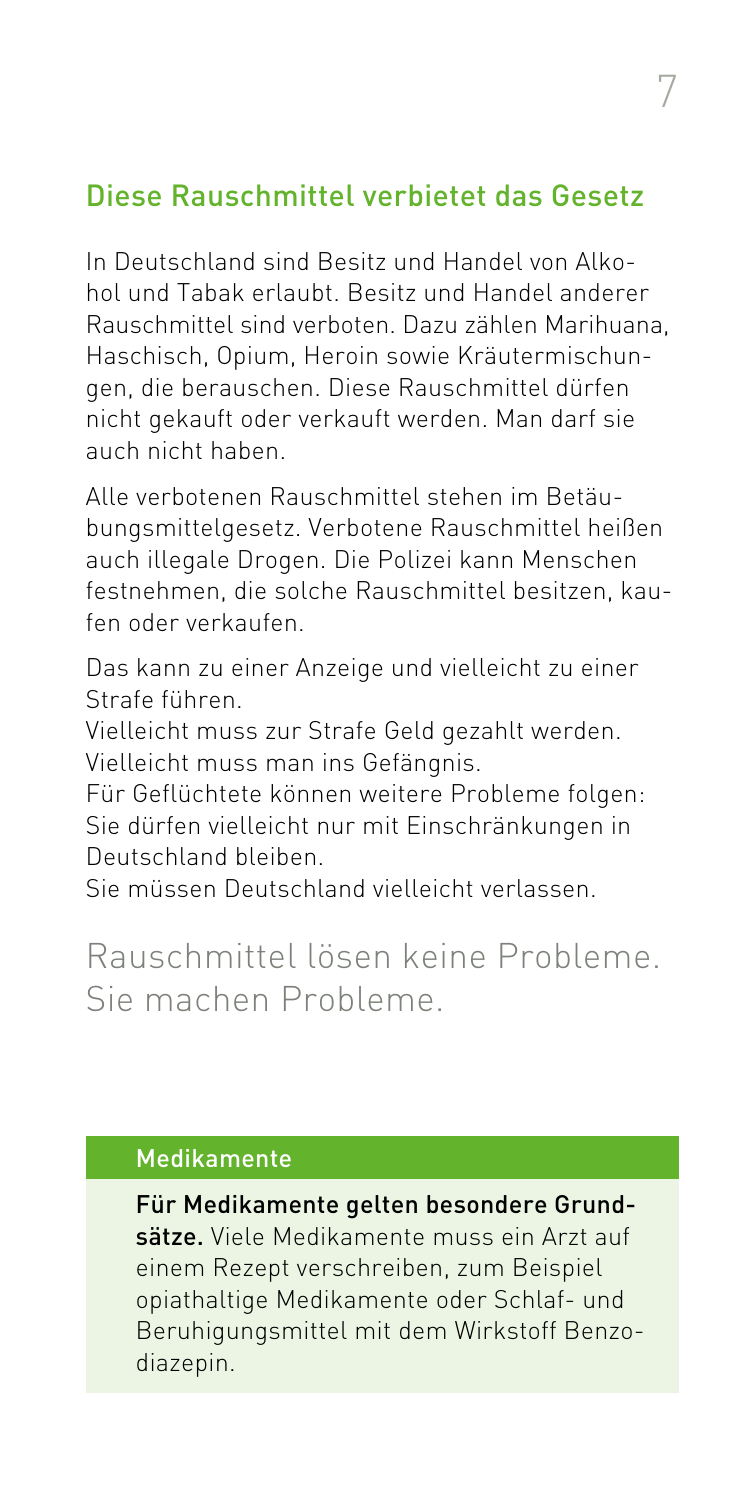## Diese Rauschmittel verbietet das Gesetz

In Deutschland sind Besitz und Handel von Alkohol und Tabak erlaubt. Besitz und Handel anderer Rauschmittel sind verboten. Dazu zählen Marihuana, Haschisch, Opium, Heroin sowie Kräutermischungen, die berauschen. Diese Rauschmittel dürfen nicht gekauft oder verkauft werden. Man darf sie auch nicht haben.

Alle verbotenen Rauschmittel stehen im Betäubungsmittelgesetz. Verbotene Rauschmittel heißen auch illegale Drogen. Die Polizei kann Menschen festnehmen, die solche Rauschmittel besitzen, kaufen oder verkaufen.

Das kann zu einer Anzeige und vielleicht zu einer Strafe führen.
Vielleicht muss zur Strafe Geld gezahlt werden.
Vielleicht muss man ins Gefängnis.
Für Geflüchtete können weitere Probleme folgen:
Sie dürfen vielleicht nur mit Einschränkungen in Deutschland bleiben.
Sie müssen Deutschland vielleicht verlassen.

Rauschmittel lösen keine Probleme. Sie machen Probleme.

### Medikamente

**Für Medikamente gelten besondere Grundsätze.** Viele Medikamente muss ein Arzt auf einem Rezept verschreiben, zum Beispiel opiathaltige Medikamente oder Schlaf- und Beruhigungsmittel mit dem Wirkstoff Benzodiazepin.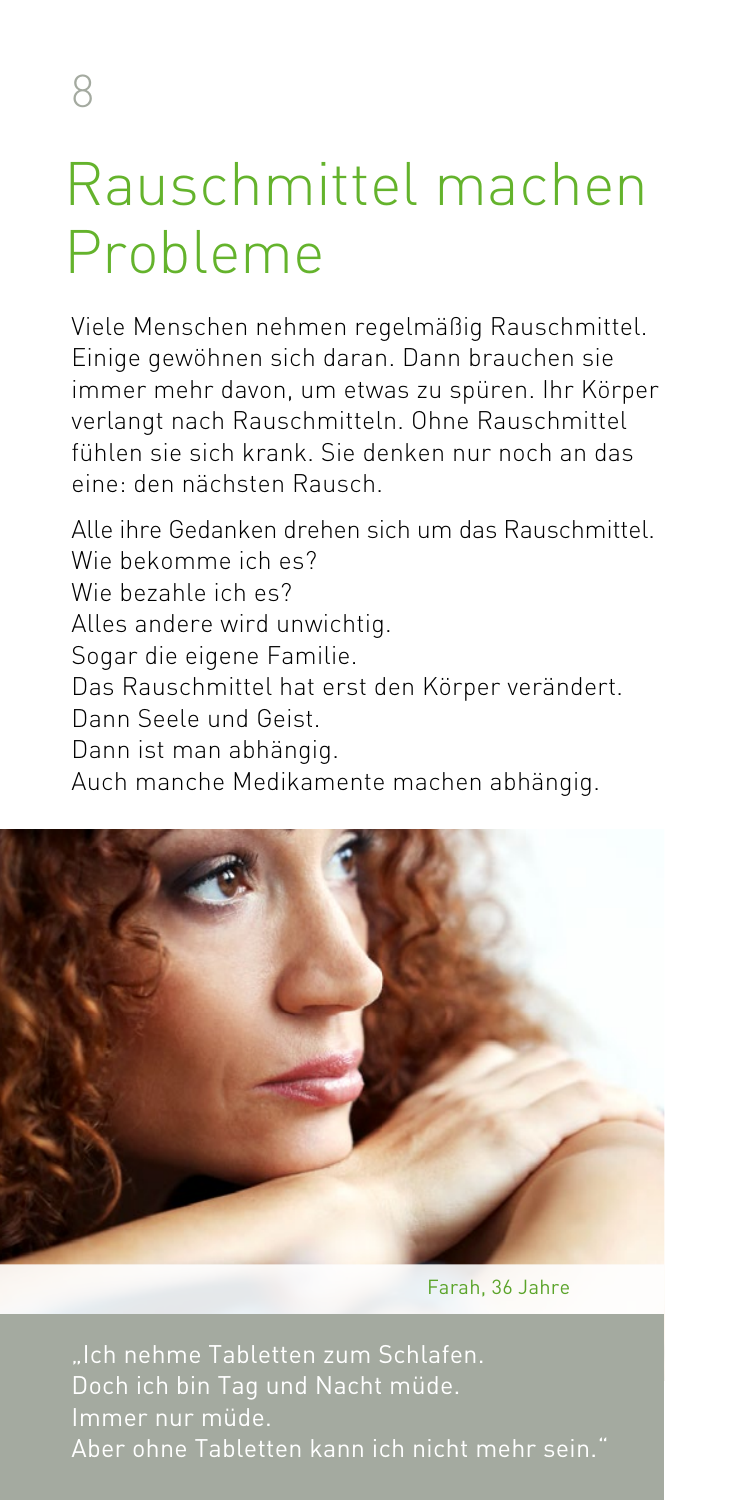# Rauschmittel machen Probleme

Viele Menschen nehmen regelmäßig Rauschmittel. Einige gewöhnen sich daran. Dann brauchen sie immer mehr davon, um etwas zu spüren. Ihr Körper verlangt nach Rauschmitteln. Ohne Rauschmittel fühlen sie sich krank. Sie denken nur noch an das eine: den nächsten Rausch.

Alle ihre Gedanken drehen sich um das Rauschmittel.
Wie bekomme ich es?
Wie bezahle ich es?
Alles andere wird unwichtig.
Sogar die eigene Familie.
Das Rauschmittel hat erst den Körper verändert.
Dann Seele und Geist.
Dann ist man abhängig.
Auch manche Medikamente machen abhängig.

Farah, 36 Jahre

„Ich nehme Tabletten zum Schlafen.
Doch ich bin Tag und Nacht müde.
Immer nur müde.
Aber ohne Tabletten kann ich nicht mehr sein."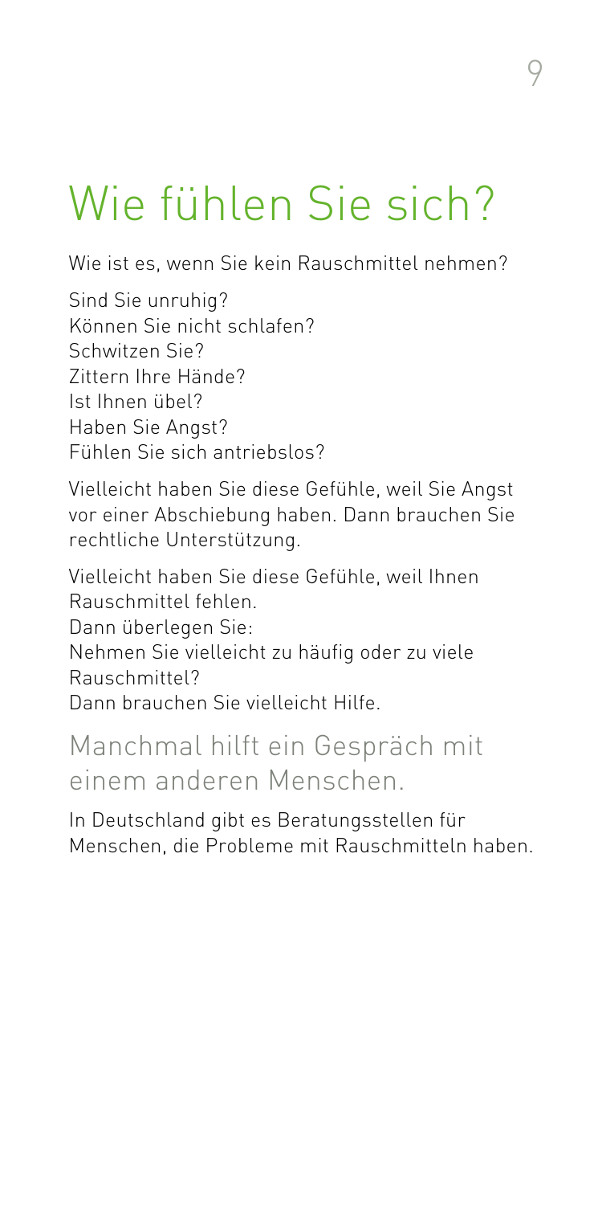# Wie fühlen Sie sich?

Wie ist es, wenn Sie kein Rauschmittel nehmen?

Sind Sie unruhig?
Können Sie nicht schlafen?
Schwitzen Sie?
Zittern Ihre Hände?
Ist Ihnen übel?
Haben Sie Angst?
Fühlen Sie sich antriebslos?

Vielleicht haben Sie diese Gefühle, weil Sie Angst vor einer Abschiebung haben. Dann brauchen Sie rechtliche Unterstützung.

Vielleicht haben Sie diese Gefühle, weil Ihnen Rauschmittel fehlen.
Dann überlegen Sie:
Nehmen Sie vielleicht zu häufig oder zu viele Rauschmittel?
Dann brauchen Sie vielleicht Hilfe.

## Manchmal hilft ein Gespräch mit einem anderen Menschen.

In Deutschland gibt es Beratungsstellen für Menschen, die Probleme mit Rauschmitteln haben.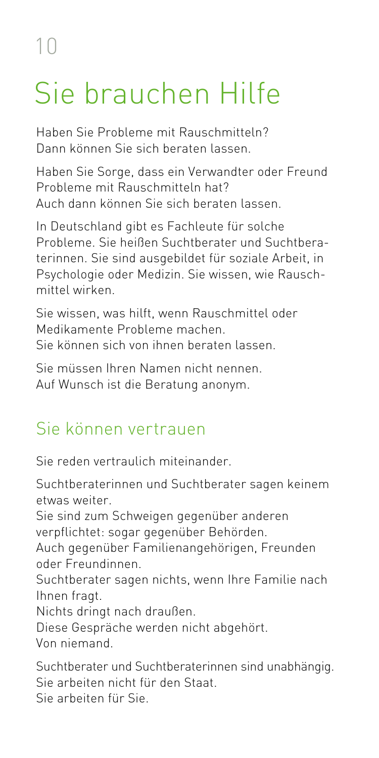# Sie brauchen Hilfe

Haben Sie Probleme mit Rauschmitteln?
Dann können Sie sich beraten lassen.

Haben Sie Sorge, dass ein Verwandter oder Freund Probleme mit Rauschmitteln hat?
Auch dann können Sie sich beraten lassen.

In Deutschland gibt es Fachleute für solche Probleme. Sie heißen Suchtberater und Suchtberaterinnen. Sie sind ausgebildet für soziale Arbeit, in Psychologie oder Medizin. Sie wissen, wie Rauschmittel wirken.

Sie wissen, was hilft, wenn Rauschmittel oder Medikamente Probleme machen.
Sie können sich von ihnen beraten lassen.

Sie müssen Ihren Namen nicht nennen.
Auf Wunsch ist die Beratung anonym.

## Sie können vertrauen

Sie reden vertraulich miteinander.

Suchtberaterinnen und Suchtberater sagen keinem etwas weiter.
Sie sind zum Schweigen gegenüber anderen verpflichtet: sogar gegenüber Behörden.
Auch gegenüber Familienangehörigen, Freunden oder Freundinnen.
Suchtberater sagen nichts, wenn Ihre Familie nach Ihnen fragt.
Nichts dringt nach draußen.
Diese Gespräche werden nicht abgehört.
Von niemand.

Suchtberater und Suchtberaterinnen sind unabhängig.
Sie arbeiten nicht für den Staat.
Sie arbeiten für Sie.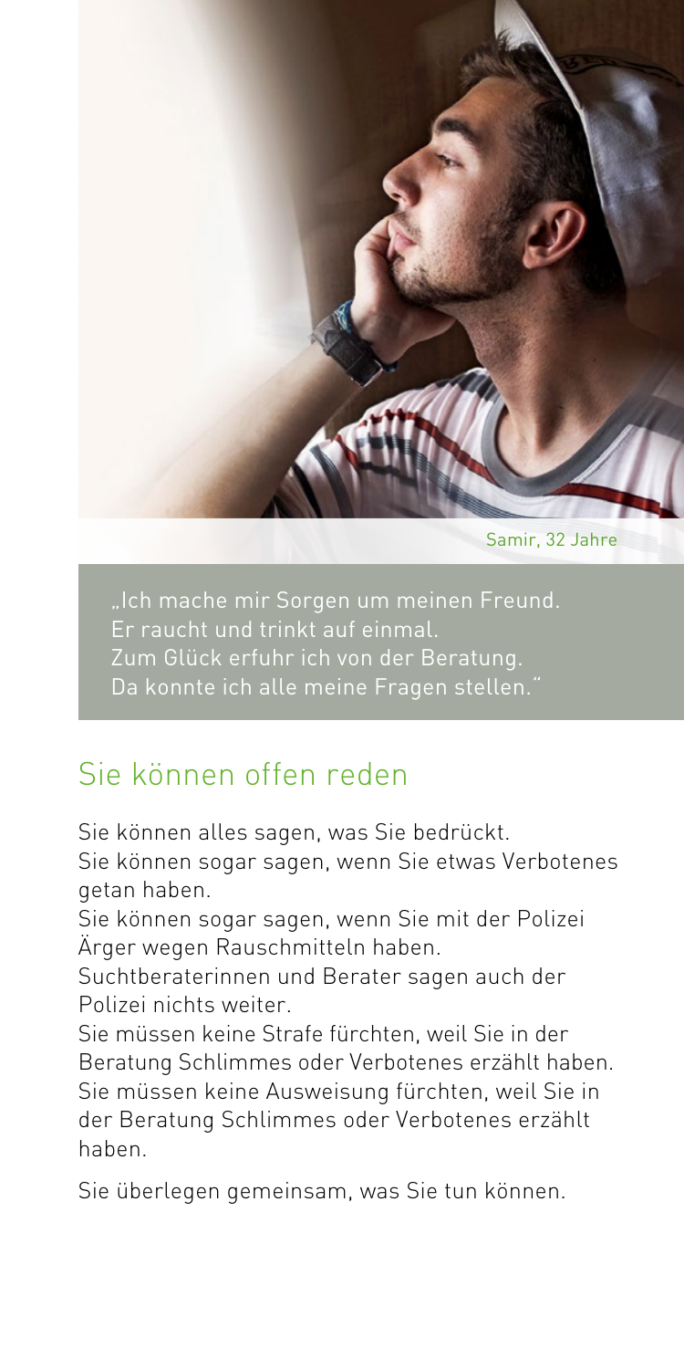Samir, 32 Jahre

„Ich mache mir Sorgen um meinen Freund.
Er raucht und trinkt auf einmal.
Zum Glück erfuhr ich von der Beratung.
Da konnte ich alle meine Fragen stellen."

## Sie können offen reden

Sie können alles sagen, was Sie bedrückt.
Sie können sogar sagen, wenn Sie etwas Verbotenes getan haben.
Sie können sogar sagen, wenn Sie mit der Polizei Ärger wegen Rauschmitteln haben.
Suchtberaterinnen und Berater sagen auch der Polizei nichts weiter.
Sie müssen keine Strafe fürchten, weil Sie in der Beratung Schlimmes oder Verbotenes erzählt haben.
Sie müssen keine Ausweisung fürchten, weil Sie in der Beratung Schlimmes oder Verbotenes erzählt haben.

Sie überlegen gemeinsam, was Sie tun können.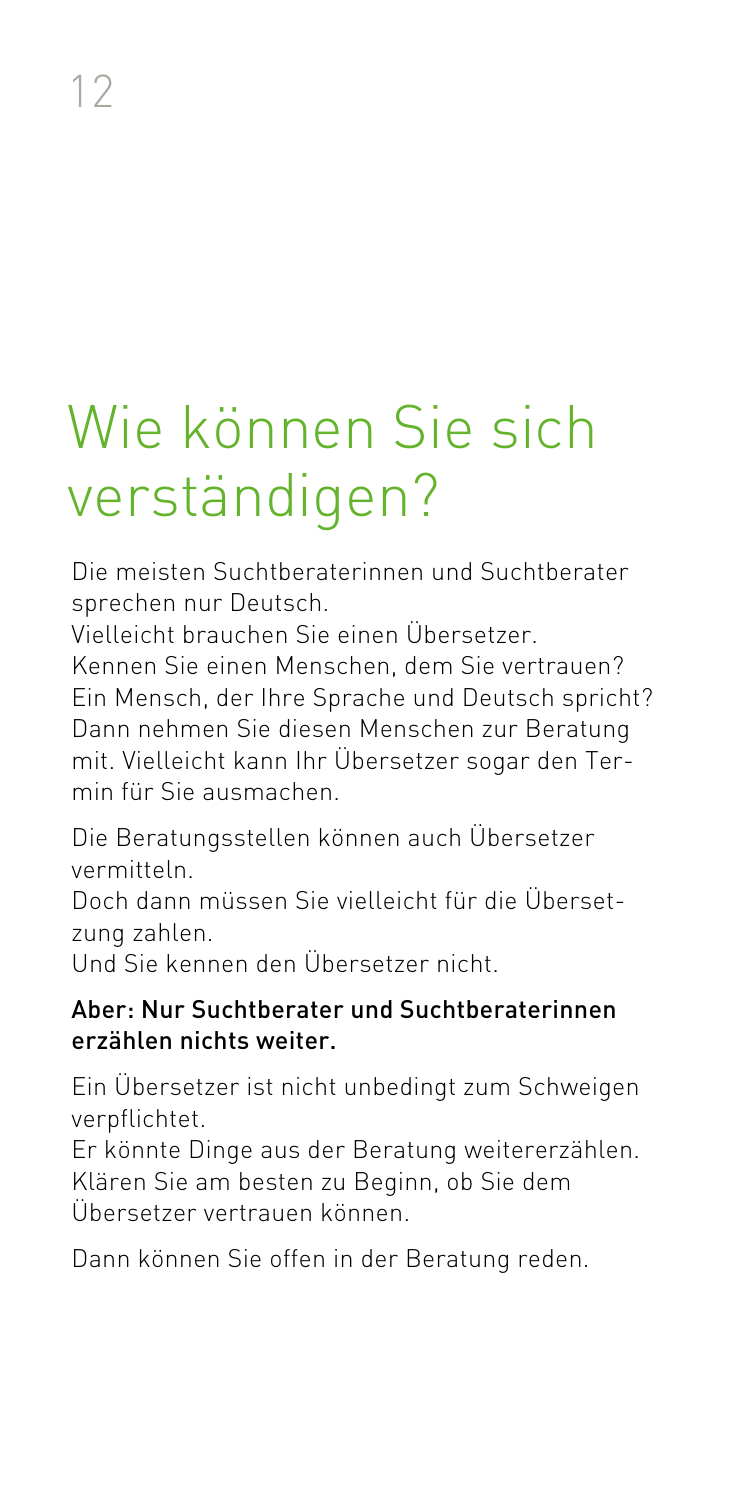# Wie können Sie sich verständigen?

Die meisten Suchtberaterinnen und Suchtberater sprechen nur Deutsch.
Vielleicht brauchen Sie einen Übersetzer.
Kennen Sie einen Menschen, dem Sie vertrauen?
Ein Mensch, der Ihre Sprache und Deutsch spricht?
Dann nehmen Sie diesen Menschen zur Beratung mit. Vielleicht kann Ihr Übersetzer sogar den Termin für Sie ausmachen.

Die Beratungsstellen können auch Übersetzer vermitteln.
Doch dann müssen Sie vielleicht für die Übersetzung zahlen.
Und Sie kennen den Übersetzer nicht.

**Aber: Nur Suchtberater und Suchtberaterinnen erzählen nichts weiter.**

Ein Übersetzer ist nicht unbedingt zum Schweigen verpflichtet.
Er könnte Dinge aus der Beratung weitererzählen.
Klären Sie am besten zu Beginn, ob Sie dem Übersetzer vertrauen können.

Dann können Sie offen in der Beratung reden.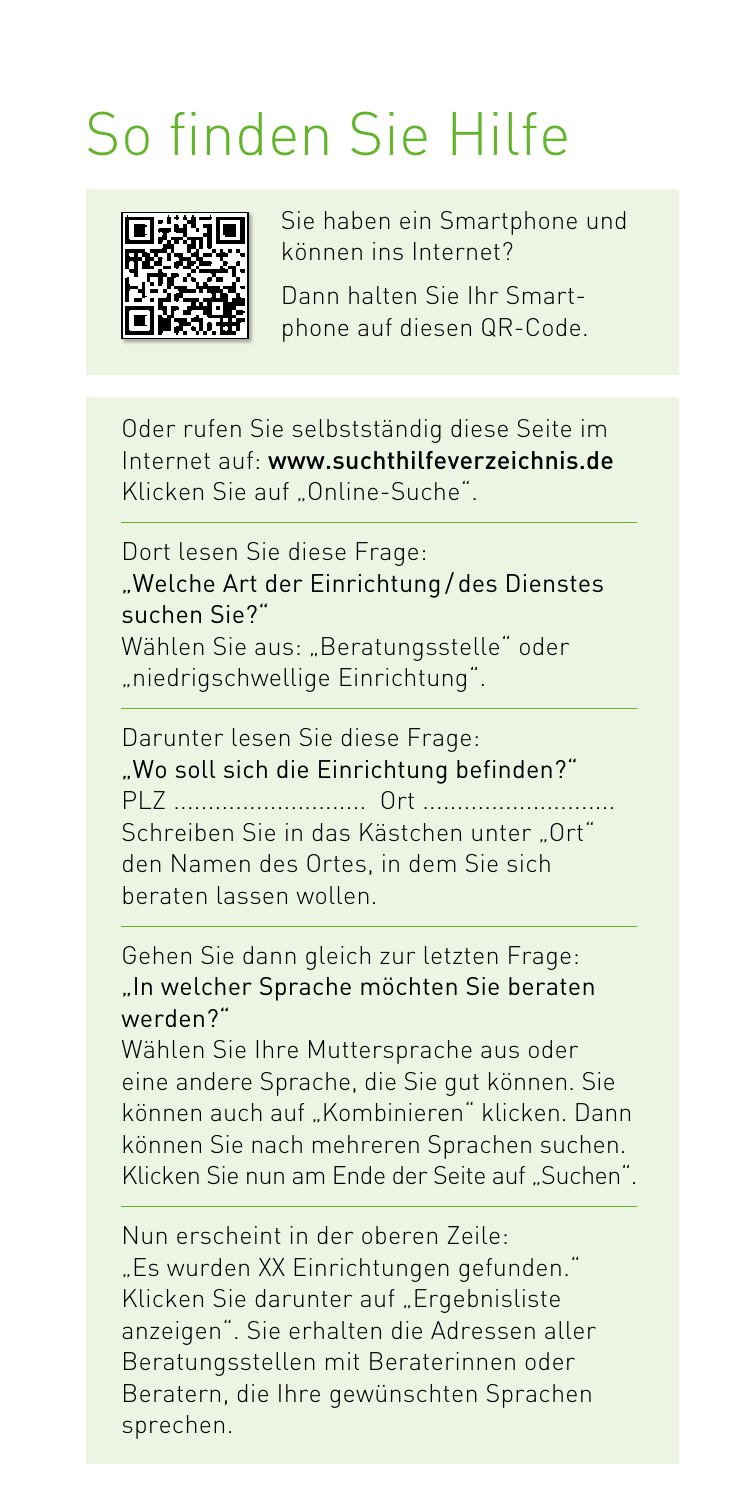# So finden Sie Hilfe

Sie haben ein Smartphone und können ins Internet?

Dann halten Sie Ihr Smartphone auf diesen QR-Code.

Oder rufen Sie selbstständig diese Seite im Internet auf: www.suchthilfeverzeichnis.de
Klicken Sie auf „Online-Suche".

---

Dort lesen Sie diese Frage:
„Welche Art der Einrichtung / des Dienstes suchen Sie?"
Wählen Sie aus: „Beratungsstelle" oder „niedrigschwellige Einrichtung".

---

Darunter lesen Sie diese Frage:
„Wo soll sich die Einrichtung befinden?"
PLZ ............................ Ort ............................
Schreiben Sie in das Kästchen unter „Ort" den Namen des Ortes, in dem Sie sich beraten lassen wollen.

---

Gehen Sie dann gleich zur letzten Frage:
„In welcher Sprache möchten Sie beraten werden?"
Wählen Sie Ihre Muttersprache aus oder eine andere Sprache, die Sie gut können. Sie können auch auf „Kombinieren" klicken. Dann können Sie nach mehreren Sprachen suchen. Klicken Sie nun am Ende der Seite auf „Suchen".

---

Nun erscheint in der oberen Zeile:
„Es wurden XX Einrichtungen gefunden."
Klicken Sie darunter auf „Ergebnisliste anzeigen". Sie erhalten die Adressen aller Beratungsstellen mit Beraterinnen oder Beratern, die Ihre gewünschten Sprachen sprechen.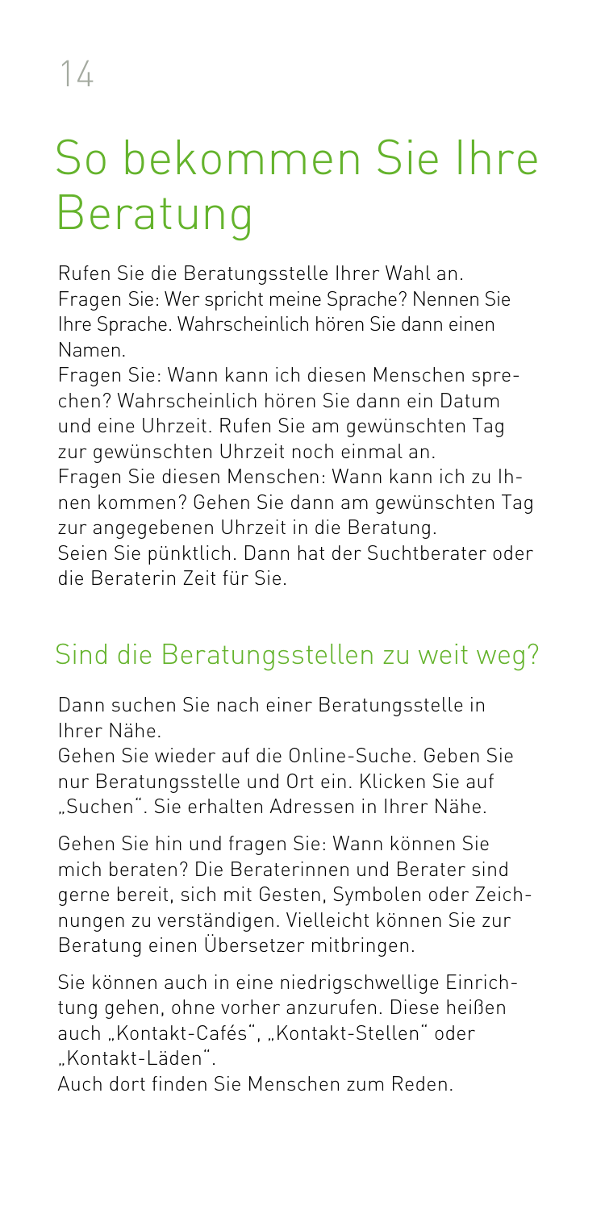# So bekommen Sie Ihre Beratung

Rufen Sie die Beratungsstelle Ihrer Wahl an. Fragen Sie: Wer spricht meine Sprache? Nennen Sie Ihre Sprache. Wahrscheinlich hören Sie dann einen Namen.
Fragen Sie: Wann kann ich diesen Menschen sprechen? Wahrscheinlich hören Sie dann ein Datum und eine Uhrzeit. Rufen Sie am gewünschten Tag zur gewünschten Uhrzeit noch einmal an.
Fragen Sie diesen Menschen: Wann kann ich zu Ihnen kommen? Gehen Sie dann am gewünschten Tag zur angegebenen Uhrzeit in die Beratung.
Seien Sie pünktlich. Dann hat der Suchtberater oder die Beraterin Zeit für Sie.

## Sind die Beratungsstellen zu weit weg?

Dann suchen Sie nach einer Beratungsstelle in Ihrer Nähe.
Gehen Sie wieder auf die Online-Suche. Geben Sie nur Beratungsstelle und Ort ein. Klicken Sie auf „Suchen". Sie erhalten Adressen in Ihrer Nähe.

Gehen Sie hin und fragen Sie: Wann können Sie mich beraten? Die Beraterinnen und Berater sind gerne bereit, sich mit Gesten, Symbolen oder Zeichnungen zu verständigen. Vielleicht können Sie zur Beratung einen Übersetzer mitbringen.

Sie können auch in eine niedrigschwellige Einrichtung gehen, ohne vorher anzurufen. Diese heißen auch „Kontakt-Cafés", „Kontakt-Stellen" oder „Kontakt-Läden".
Auch dort finden Sie Menschen zum Reden.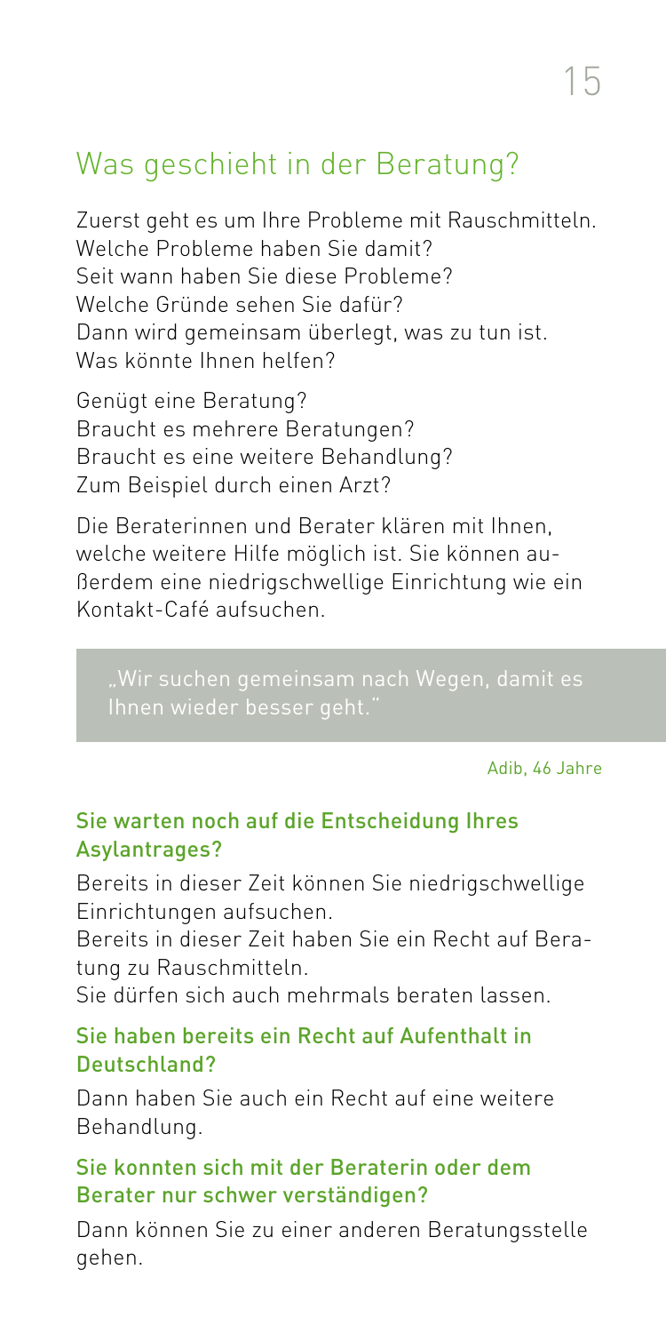## Was geschieht in der Beratung?

Zuerst geht es um Ihre Probleme mit Rauschmitteln.
Welche Probleme haben Sie damit?
Seit wann haben Sie diese Probleme?
Welche Gründe sehen Sie dafür?
Dann wird gemeinsam überlegt, was zu tun ist.
Was könnte Ihnen helfen?

Genügt eine Beratung?
Braucht es mehrere Beratungen?
Braucht es eine weitere Behandlung?
Zum Beispiel durch einen Arzt?

Die Beraterinnen und Berater klären mit Ihnen, welche weitere Hilfe möglich ist. Sie können außerdem eine niedrigschwellige Einrichtung wie ein Kontakt-Café aufsuchen.

> „Wir suchen gemeinsam nach Wegen, damit es Ihnen wieder besser geht."

Adib, 46 Jahre

### Sie warten noch auf die Entscheidung Ihres Asylantrages?

Bereits in dieser Zeit können Sie niedrigschwellige Einrichtungen aufsuchen.
Bereits in dieser Zeit haben Sie ein Recht auf Beratung zu Rauschmitteln.
Sie dürfen sich auch mehrmals beraten lassen.

### Sie haben bereits ein Recht auf Aufenthalt in Deutschland?

Dann haben Sie auch ein Recht auf eine weitere Behandlung.

### Sie konnten sich mit der Beraterin oder dem Berater nur schwer verständigen?

Dann können Sie zu einer anderen Beratungsstelle gehen.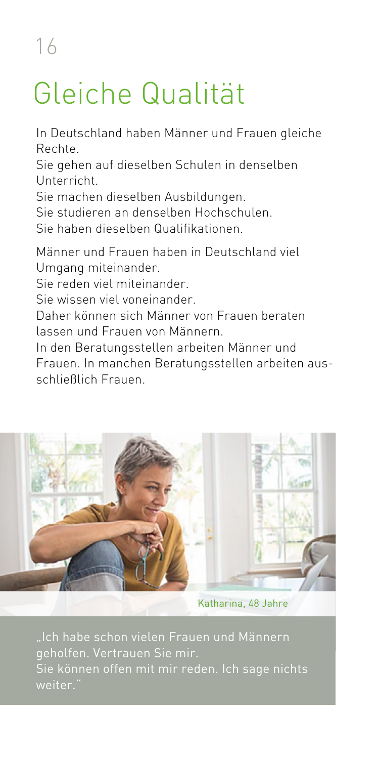# Gleiche Qualität

In Deutschland haben Männer und Frauen gleiche Rechte.
Sie gehen auf dieselben Schulen in denselben Unterricht.
Sie machen dieselben Ausbildungen.
Sie studieren an denselben Hochschulen.
Sie haben dieselben Qualifikationen.

Männer und Frauen haben in Deutschland viel Umgang miteinander.
Sie reden viel miteinander.
Sie wissen viel voneinander.
Daher können sich Männer von Frauen beraten lassen und Frauen von Männern.
In den Beratungsstellen arbeiten Männer und Frauen. In manchen Beratungsstellen arbeiten ausschließlich Frauen.

Katharina, 48 Jahre

„Ich habe schon vielen Frauen und Männern geholfen. Vertrauen Sie mir.
Sie können offen mit mir reden. Ich sage nichts weiter."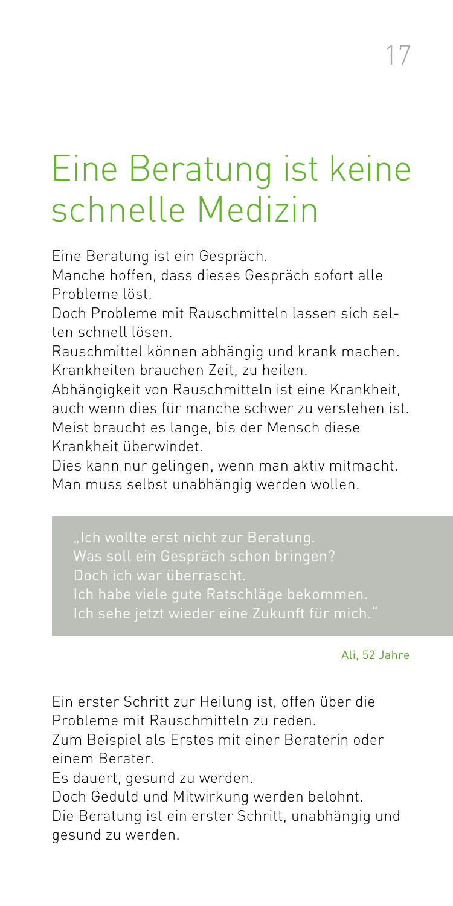# Eine Beratung ist keine schnelle Medizin

Eine Beratung ist ein Gespräch.
Manche hoffen, dass dieses Gespräch sofort alle Probleme löst.
Doch Probleme mit Rauschmitteln lassen sich selten schnell lösen.
Rauschmittel können abhängig und krank machen.
Krankheiten brauchen Zeit, zu heilen.
Abhängigkeit von Rauschmitteln ist eine Krankheit, auch wenn dies für manche schwer zu verstehen ist.
Meist braucht es lange, bis der Mensch diese Krankheit überwindet.
Dies kann nur gelingen, wenn man aktiv mitmacht.
Man muss selbst unabhängig werden wollen.

> „Ich wollte erst nicht zur Beratung.
> Was soll ein Gespräch schon bringen?
> Doch ich war überrascht.
> Ich habe viele gute Ratschläge bekommen.
> Ich sehe jetzt wieder eine Zukunft für mich."

Ali, 52 Jahre

Ein erster Schritt zur Heilung ist, offen über die Probleme mit Rauschmitteln zu reden.
Zum Beispiel als Erstes mit einer Beraterin oder einem Berater.
Es dauert, gesund zu werden.
Doch Geduld und Mitwirkung werden belohnt.
Die Beratung ist ein erster Schritt, unabhängig und gesund zu werden.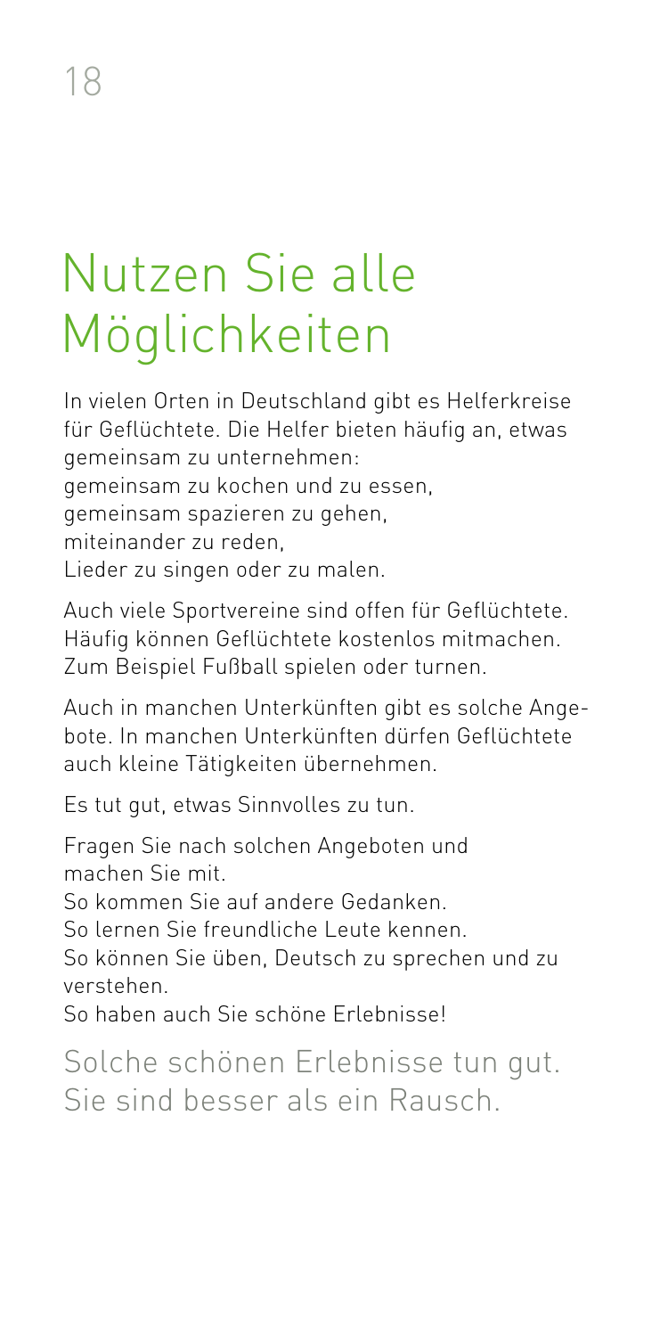# Nutzen Sie alle Möglichkeiten

In vielen Orten in Deutschland gibt es Helferkreise für Geflüchtete. Die Helfer bieten häufig an, etwas gemeinsam zu unternehmen:
gemeinsam zu kochen und zu essen,
gemeinsam spazieren zu gehen,
miteinander zu reden,
Lieder zu singen oder zu malen.

Auch viele Sportvereine sind offen für Geflüchtete. Häufig können Geflüchtete kostenlos mitmachen. Zum Beispiel Fußball spielen oder turnen.

Auch in manchen Unterkünften gibt es solche Angebote. In manchen Unterkünften dürfen Geflüchtete auch kleine Tätigkeiten übernehmen.

Es tut gut, etwas Sinnvolles zu tun.

Fragen Sie nach solchen Angeboten und machen Sie mit.
So kommen Sie auf andere Gedanken.
So lernen Sie freundliche Leute kennen.
So können Sie üben, Deutsch zu sprechen und zu verstehen.
So haben auch Sie schöne Erlebnisse!

Solche schönen Erlebnisse tun gut.
Sie sind besser als ein Rausch.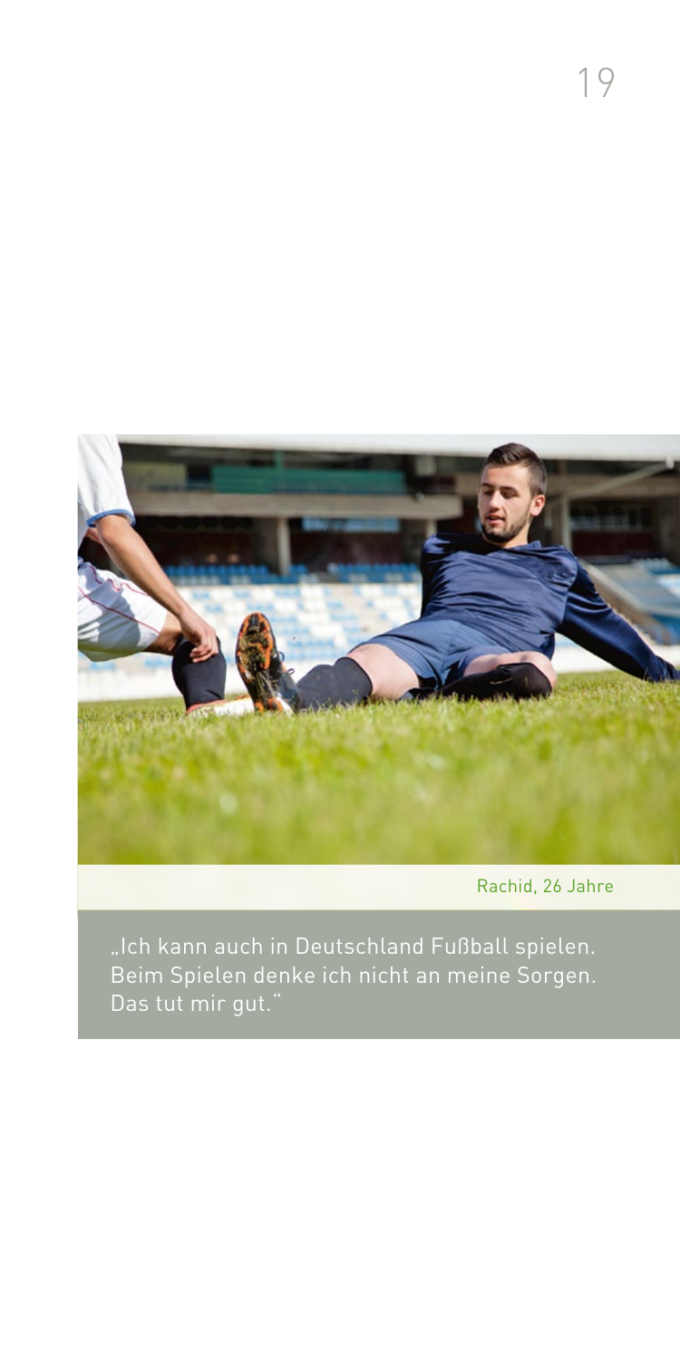Rachid, 26 Jahre

„Ich kann auch in Deutschland Fußball spielen. Beim Spielen denke ich nicht an meine Sorgen. Das tut mir gut."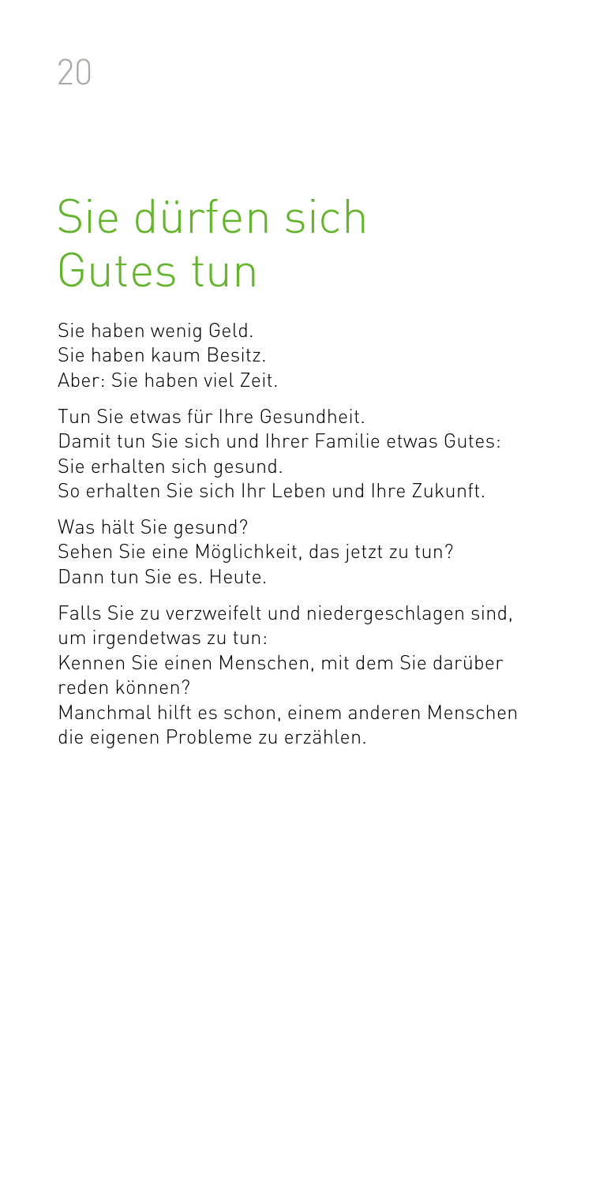# Sie dürfen sich Gutes tun

Sie haben wenig Geld.
Sie haben kaum Besitz.
Aber: Sie haben viel Zeit.

Tun Sie etwas für Ihre Gesundheit.
Damit tun Sie sich und Ihrer Familie etwas Gutes:
Sie erhalten sich gesund.
So erhalten Sie sich Ihr Leben und Ihre Zukunft.

Was hält Sie gesund?
Sehen Sie eine Möglichkeit, das jetzt zu tun?
Dann tun Sie es. Heute.

Falls Sie zu verzweifelt und niedergeschlagen sind, um irgendetwas zu tun:
Kennen Sie einen Menschen, mit dem Sie darüber reden können?
Manchmal hilft es schon, einem anderen Menschen die eigenen Probleme zu erzählen.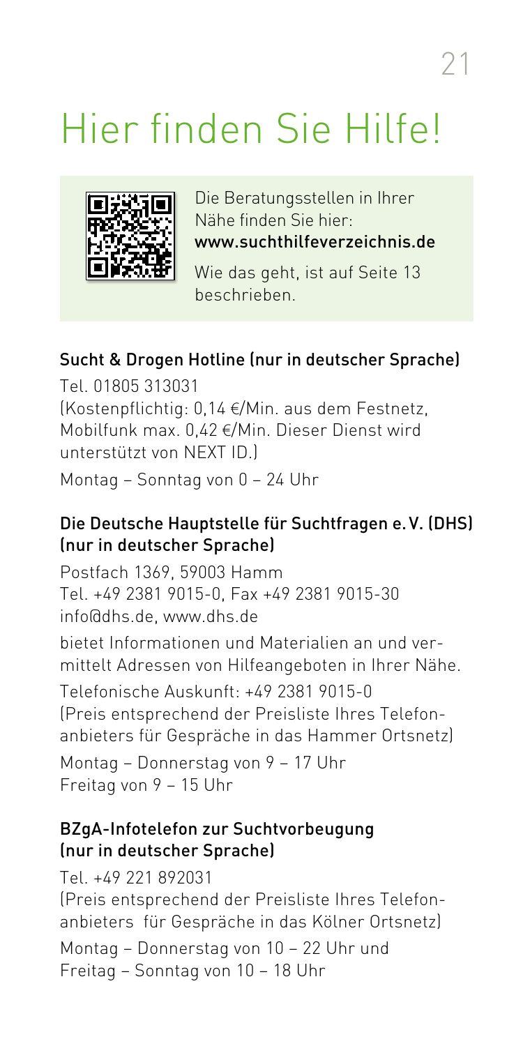# Hier finden Sie Hilfe!

Die Beratungsstellen in Ihrer Nähe finden Sie hier:
**www.suchthilfeverzeichnis.de**

Wie das geht, ist auf Seite 13 beschrieben.

### Sucht & Drogen Hotline (nur in deutscher Sprache)

Tel. 01805 313031
(Kostenpflichtig: 0,14 €/Min. aus dem Festnetz, Mobilfunk max. 0,42 €/Min. Dieser Dienst wird unterstützt von NEXT ID.)

Montag – Sonntag von 0 – 24 Uhr

### Die Deutsche Hauptstelle für Suchtfragen e. V. (DHS) (nur in deutscher Sprache)

Postfach 1369, 59003 Hamm
Tel. +49 2381 9015-0, Fax +49 2381 9015-30
info@dhs.de, www.dhs.de

bietet Informationen und Materialien an und vermittelt Adressen von Hilfeangeboten in Ihrer Nähe.

Telefonische Auskunft: +49 2381 9015-0
(Preis entsprechend der Preisliste Ihres Telefonanbieters für Gespräche in das Hammer Ortsnetz)

Montag – Donnerstag von 9 – 17 Uhr
Freitag von 9 – 15 Uhr

### BZgA-Infotelefon zur Suchtvorbeugung (nur in deutscher Sprache)

Tel. +49 221 892031
(Preis entsprechend der Preisliste Ihres Telefonanbieters für Gespräche in das Kölner Ortsnetz)

Montag – Donnerstag von 10 – 22 Uhr und
Freitag – Sonntag von 10 – 18 Uhr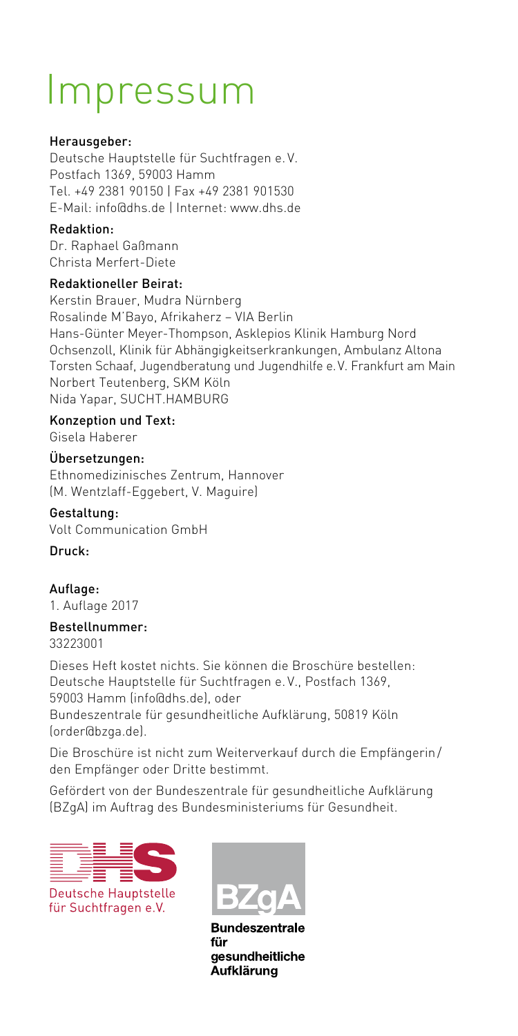# Impressum

**Herausgeber:**
Deutsche Hauptstelle für Suchtfragen e.V.
Postfach 1369, 59003 Hamm
Tel. +49 2381 90150 | Fax +49 2381 901530
E-Mail: info@dhs.de | Internet: www.dhs.de

**Redaktion:**
Dr. Raphael Gaßmann
Christa Merfert-Diete

**Redaktioneller Beirat:**
Kerstin Brauer, Mudra Nürnberg
Rosalinde M'Bayo, Afrikaherz – VIA Berlin
Hans-Günter Meyer-Thompson, Asklepios Klinik Hamburg Nord Ochsenzoll, Klinik für Abhängigkeitserkrankungen, Ambulanz Altona
Torsten Schaaf, Jugendberatung und Jugendhilfe e.V. Frankfurt am Main
Norbert Teutenberg, SKM Köln
Nida Yapar, SUCHT.HAMBURG

**Konzeption und Text:**
Gisela Haberer

**Übersetzungen:**
Ethnomedizinisches Zentrum, Hannover
(M. Wentzlaff-Eggebert, V. Maguire)

**Gestaltung:**
Volt Communication GmbH

**Druck:**

**Auflage:**
1. Auflage 2017

**Bestellnummer:**
33223001

Dieses Heft kostet nichts. Sie können die Broschüre bestellen:
Deutsche Hauptstelle für Suchtfragen e.V., Postfach 1369,
59003 Hamm (info@dhs.de), oder
Bundeszentrale für gesundheitliche Aufklärung, 50819 Köln
(order@bzga.de).

Die Broschüre ist nicht zum Weiterverkauf durch die Empfängerin/den Empfänger oder Dritte bestimmt.

Gefördert von der Bundeszentrale für gesundheitliche Aufklärung (BZgA) im Auftrag des Bundesministeriums für Gesundheit.

Deutsche Hauptstelle für Suchtfragen e.V.

Bundeszentrale für gesundheitliche Aufklärung